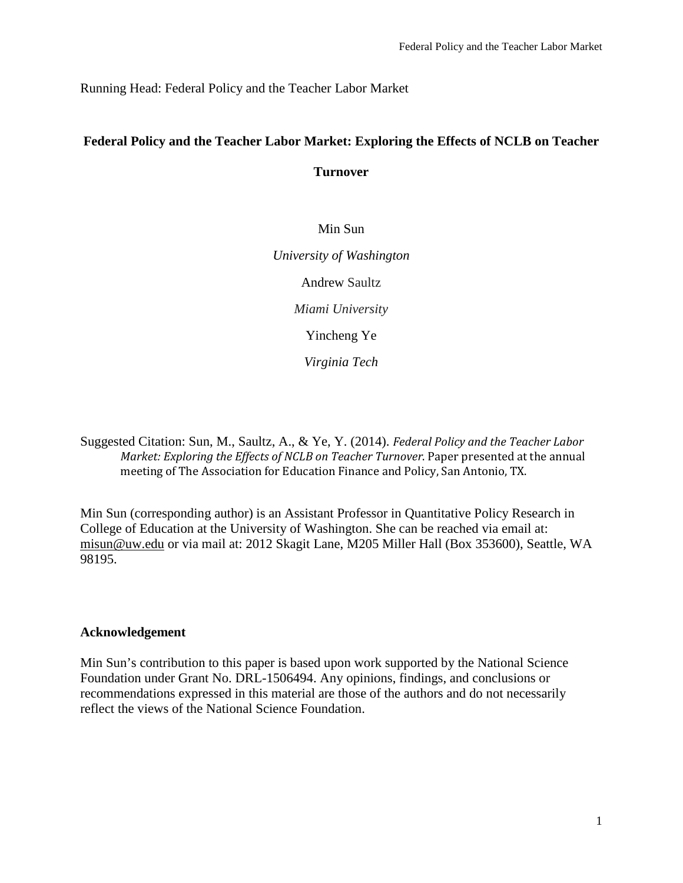Running Head: Federal Policy and the Teacher Labor Market

# Federal Policy and the Teacher Labor Market: Exploring the Effects of NCLB on Teacher Turnover

Min Sun

*University of Washington*

Andrew Saultz

*Miami University*

Yincheng Ye

*Virginia Tech*

Suggested Citation: Sun, M., Saultz, A., & Ye, Y. (2014). *Federal Policy and the Teacher Labor Market: Exploring the Effects of NCLB on Teacher Turnover*. Paper presented at the annual meeting of The Association for Education Finance and Policy, San Antonio, TX.

Min Sun (corresponding author) is an Assistant Professor in Quantitative Policy Research in College of Education at the University of Washington. She can be reached via email at: misun@uw.edu or via mail at: 2012 Skagit Lane, M205 Miller Hall (Box 353600), Seattle, WA 98195.

### Acknowledgement

Min Sun's contribution to this paper is based upon work supported by the National Science Foundation under Grant No. DRL-1506494. Any opinions, findings, and conclusions or recommendations expressed in this material are those of the authors and do not necessarily reflect the views of the National Science Foundation.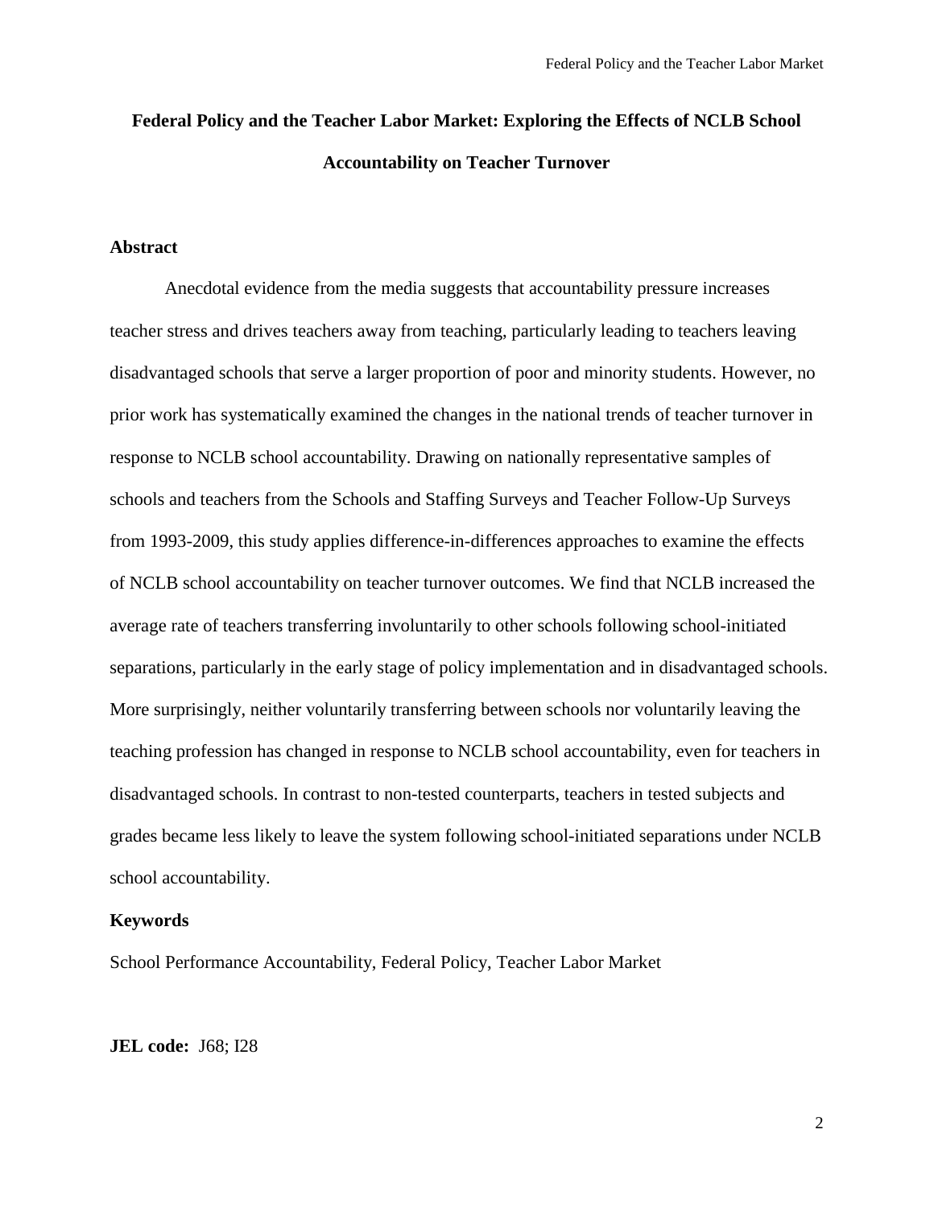# Federal Policy and the Teacher Labor Market: Exploring the Effects of NCLB School Accountability on Teacher Turnover

## Abstract

Anecdotal evidence from the media suggests that accountability pressure increases teacher stress and drives teachers away from teaching, particularly leading to teachers leaving disadvantaged schools that serve a larger proportion of poor and minority students. However, no prior work has systematically examined the changes in the national trends of teacher turnover in response to NCLB school accountability. Drawing on nationally representative samples of schools and teachers from the Schools and Staffing Surveys and Teacher Follow-Up Surveys from 1993-2009, this study applies difference-in-differences approaches to examine the effects of NCLB school accountability on teacher turnover outcomes. We find that NCLB increased the average rate of teachers transferring involuntarily to other schools following school-initiated separations, particularly in the early stage of policy implementation and in disadvantaged schools. More surprisingly, neither voluntarily transferring between schools nor voluntarily leaving the teaching profession has changed in response to NCLB school accountability, even for teachers in disadvantaged schools. In contrast to non-tested counterparts, teachers in tested subjects and grades became less likely to leave the system following school-initiated separations under NCLB school accountability.

## Keywords

School Performance Accountability, Federal Policy, Teacher Labor Market

**JEL code:** J68; I28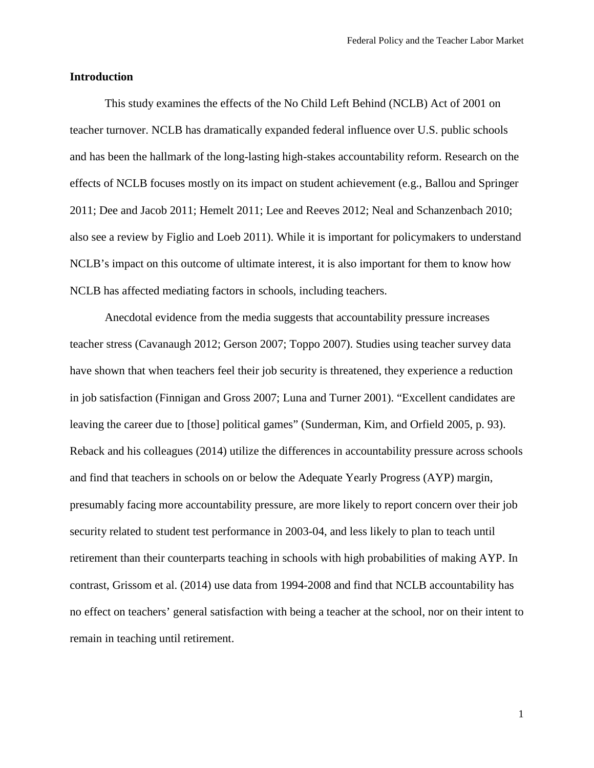## Introduction

This study examines the effects of the No Child Left Behind (NCLB) Act of 2001 on teacher turnover. NCLB has dramatically expanded federal influence over U.S. public schools and has been the hallmark of the long-lasting high-stakes accountability reform. Research on the effects of NCLB focuses mostly on its impact on student achievement (e.g., Ballou and Springer 2011; Dee and Jacob 2011; Hemelt 2011; Lee and Reeves 2012; Neal and Schanzenbach 2010; also see a review by Figlio and Loeb 2011). While it is important for policymakers to understand NCLB's impact on this outcome of ultimate interest, it is also important for them to know how NCLB has affected mediating factors in schools, including teachers.

Anecdotal evidence from the media suggests that accountability pressure increases teacher stress (Cavanaugh 2012; Gerson 2007; Toppo 2007). Studies using teacher survey data have shown that when teachers feel their job security is threatened, they experience a reduction in job satisfaction (Finnigan and Gross 2007; Luna and Turner 2001). "Excellent candidates are leaving the career due to [those] political games" (Sunderman, Kim, and Orfield 2005, p. 93). Reback and his colleagues (2014) utilize the differences in accountability pressure across schools and find that teachers in schools on or below the Adequate Yearly Progress (AYP) margin, presumably facing more accountability pressure, are more likely to report concern over their job security related to student test performance in 2003-04, and less likely to plan to teach until retirement than their counterparts teaching in schools with high probabilities of making AYP. In contrast, Grissom et al. (2014) use data from 1994-2008 and find that NCLB accountability has no effect on teachers' general satisfaction with being a teacher at the school, nor on their intent to remain in teaching until retirement.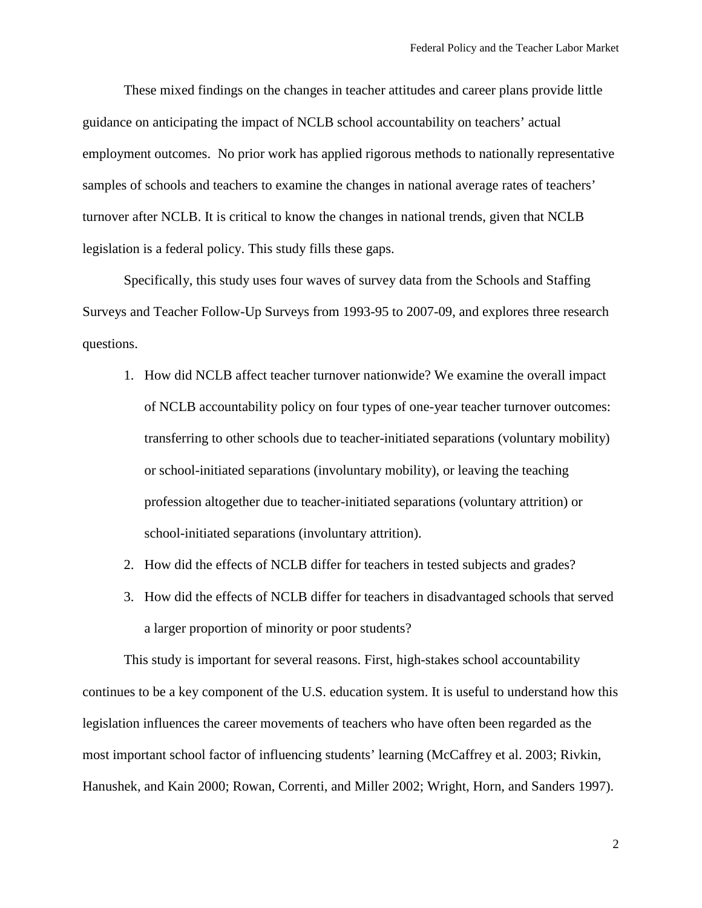These mixed findings on the changes in teacher attitudes and career plans provide little guidance on anticipating the impact of NCLB school accountability on teachers' actual employment outcomes. No prior work has applied rigorous methods to nationally representative samples of schools and teachers to examine the changes in national average rates of teachers' turnover after NCLB. It is critical to know the changes in national trends, given that NCLB legislation is a federal policy. This study fills these gaps.

Specifically, this study uses four waves of survey data from the Schools and Staffing Surveys and Teacher Follow-Up Surveys from 1993-95 to 2007-09, and explores three research questions.

1. How did NCLB affect teacher turnover nationwide? We examine the overall impact of NCLB accountability policy on four types of one-year teacher turnover outcomes: transferring to other schools due to teacher-initiated separations (voluntary mobility) or school-initiated separations (involuntary mobility), or leaving the teaching profession altogether due to teacher-initiated separations (voluntary attrition) or school-initiated separations (involuntary attrition).
2. How did the effects of NCLB differ for teachers in tested subjects and grades?
3. How did the effects of NCLB differ for teachers in disadvantaged schools that served a larger proportion of minority or poor students?

This study is important for several reasons. First, high-stakes school accountability continues to be a key component of the U.S. education system. It is useful to understand how this legislation influences the career movements of teachers who have often been regarded as the most important school factor of influencing students' learning (McCaffrey et al. 2003; Rivkin, Hanushek, and Kain 2000; Rowan, Correnti, and Miller 2002; Wright, Horn, and Sanders 1997).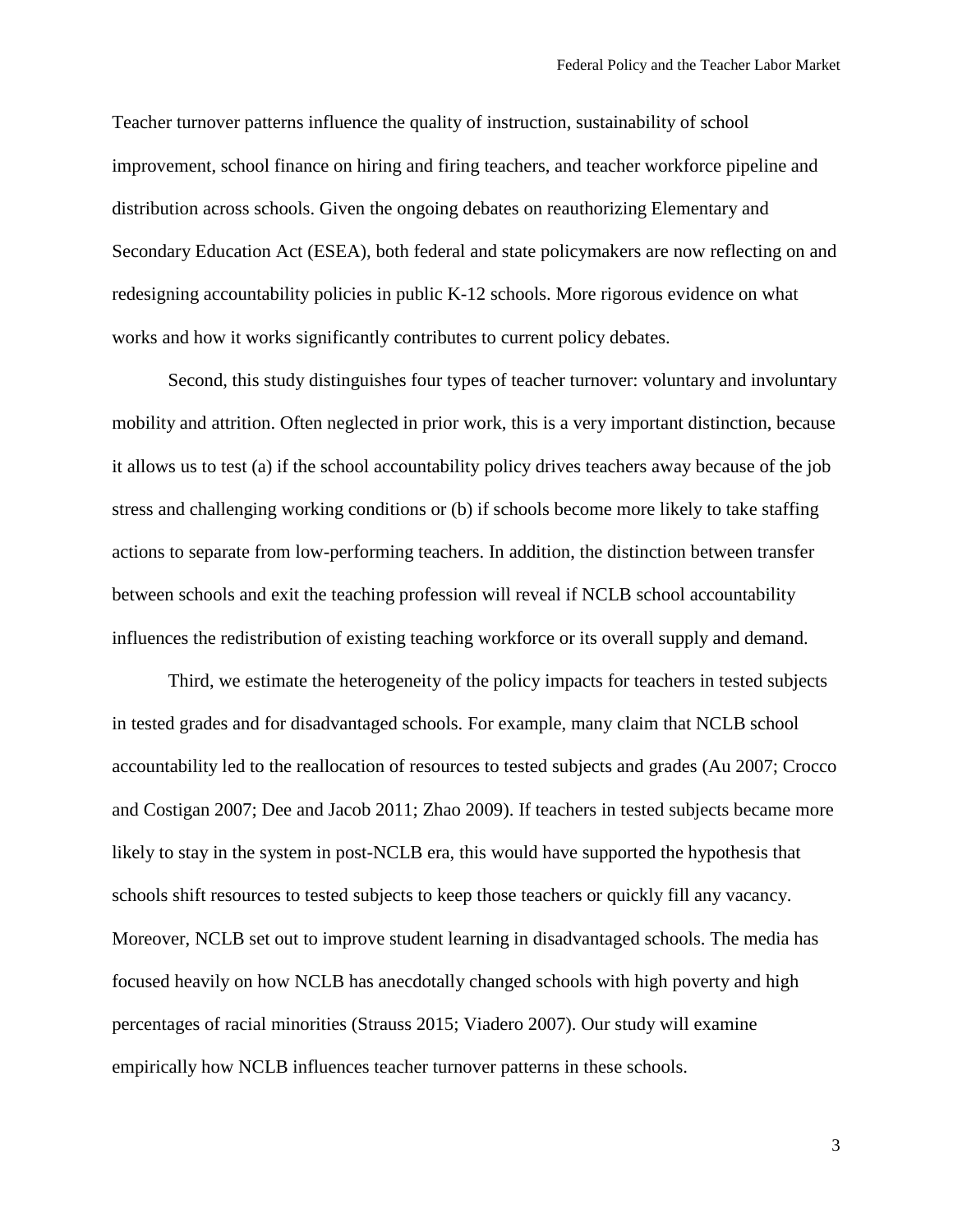Teacher turnover patterns influence the quality of instruction, sustainability of school improvement, school finance on hiring and firing teachers, and teacher workforce pipeline and distribution across schools. Given the ongoing debates on reauthorizing Elementary and Secondary Education Act (ESEA), both federal and state policymakers are now reflecting on and redesigning accountability policies in public K-12 schools. More rigorous evidence on what works and how it works significantly contributes to current policy debates.

Second, this study distinguishes four types of teacher turnover: voluntary and involuntary mobility and attrition. Often neglected in prior work, this is a very important distinction, because it allows us to test (a) if the school accountability policy drives teachers away because of the job stress and challenging working conditions or (b) if schools become more likely to take staffing actions to separate from low-performing teachers. In addition, the distinction between transfer between schools and exit the teaching profession will reveal if NCLB school accountability influences the redistribution of existing teaching workforce or its overall supply and demand.

Third, we estimate the heterogeneity of the policy impacts for teachers in tested subjects in tested grades and for disadvantaged schools. For example, many claim that NCLB school accountability led to the reallocation of resources to tested subjects and grades (Au 2007; Crocco and Costigan 2007; Dee and Jacob 2011; Zhao 2009). If teachers in tested subjects became more likely to stay in the system in post-NCLB era, this would have supported the hypothesis that schools shift resources to tested subjects to keep those teachers or quickly fill any vacancy. Moreover, NCLB set out to improve student learning in disadvantaged schools. The media has focused heavily on how NCLB has anecdotally changed schools with high poverty and high percentages of racial minorities (Strauss 2015; Viadero 2007). Our study will examine empirically how NCLB influences teacher turnover patterns in these schools.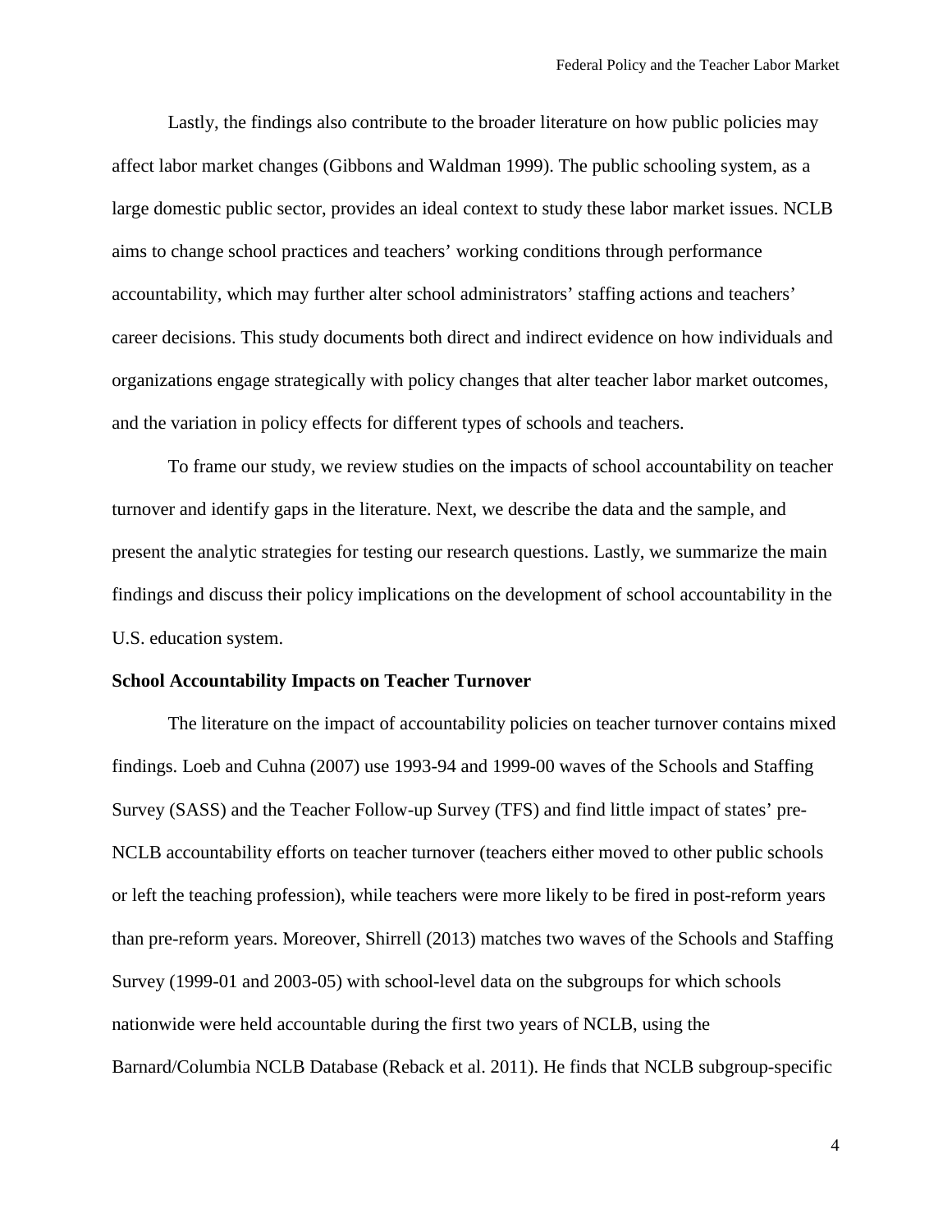Lastly, the findings also contribute to the broader literature on how public policies may affect labor market changes (Gibbons and Waldman 1999). The public schooling system, as a large domestic public sector, provides an ideal context to study these labor market issues. NCLB aims to change school practices and teachers' working conditions through performance accountability, which may further alter school administrators' staffing actions and teachers' career decisions. This study documents both direct and indirect evidence on how individuals and organizations engage strategically with policy changes that alter teacher labor market outcomes, and the variation in policy effects for different types of schools and teachers.

To frame our study, we review studies on the impacts of school accountability on teacher turnover and identify gaps in the literature. Next, we describe the data and the sample, and present the analytic strategies for testing our research questions. Lastly, we summarize the main findings and discuss their policy implications on the development of school accountability in the U.S. education system.

**School Accountability Impacts on Teacher Turnover**

The literature on the impact of accountability policies on teacher turnover contains mixed findings. Loeb and Cuhna (2007) use 1993-94 and 1999-00 waves of the Schools and Staffing Survey (SASS) and the Teacher Follow-up Survey (TFS) and find little impact of states' pre-NCLB accountability efforts on teacher turnover (teachers either moved to other public schools or left the teaching profession), while teachers were more likely to be fired in post-reform years than pre-reform years. Moreover, Shirrell (2013) matches two waves of the Schools and Staffing Survey (1999-01 and 2003-05) with school-level data on the subgroups for which schools nationwide were held accountable during the first two years of NCLB, using the Barnard/Columbia NCLB Database (Reback et al. 2011). He finds that NCLB subgroup-specific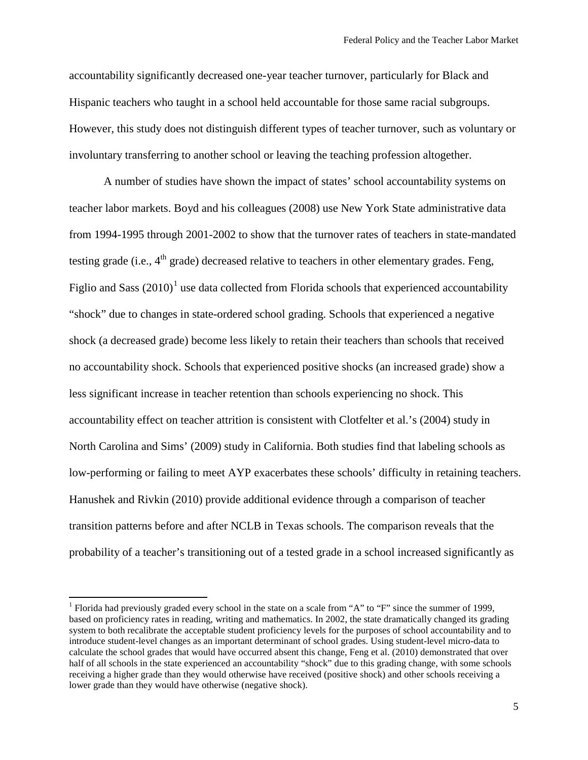accountability significantly decreased one-year teacher turnover, particularly for Black and Hispanic teachers who taught in a school held accountable for those same racial subgroups. However, this study does not distinguish different types of teacher turnover, such as voluntary or involuntary transferring to another school or leaving the teaching profession altogether.

A number of studies have shown the impact of states' school accountability systems on teacher labor markets. Boyd and his colleagues (2008) use New York State administrative data from 1994-1995 through 2001-2002 to show that the turnover rates of teachers in state-mandated testing grade (i.e., 4th grade) decreased relative to teachers in other elementary grades. Feng, Figlio and Sass (2010)[1] use data collected from Florida schools that experienced accountability "shock" due to changes in state-ordered school grading. Schools that experienced a negative shock (a decreased grade) become less likely to retain their teachers than schools that received no accountability shock. Schools that experienced positive shocks (an increased grade) show a less significant increase in teacher retention than schools experiencing no shock. This accountability effect on teacher attrition is consistent with Clotfelter et al.'s (2004) study in North Carolina and Sims' (2009) study in California. Both studies find that labeling schools as low-performing or failing to meet AYP exacerbates these schools' difficulty in retaining teachers. Hanushek and Rivkin (2010) provide additional evidence through a comparison of teacher transition patterns before and after NCLB in Texas schools. The comparison reveals that the probability of a teacher's transitioning out of a tested grade in a school increased significantly as

[1] Florida had previously graded every school in the state on a scale from "A" to "F" since the summer of 1999, based on proficiency rates in reading, writing and mathematics. In 2002, the state dramatically changed its grading system to both recalibrate the acceptable student proficiency levels for the purposes of school accountability and to introduce student-level changes as an important determinant of school grades. Using student-level micro-data to calculate the school grades that would have occurred absent this change, Feng et al. (2010) demonstrated that over half of all schools in the state experienced an accountability "shock" due to this grading change, with some schools receiving a higher grade than they would otherwise have received (positive shock) and other schools receiving a lower grade than they would have otherwise (negative shock).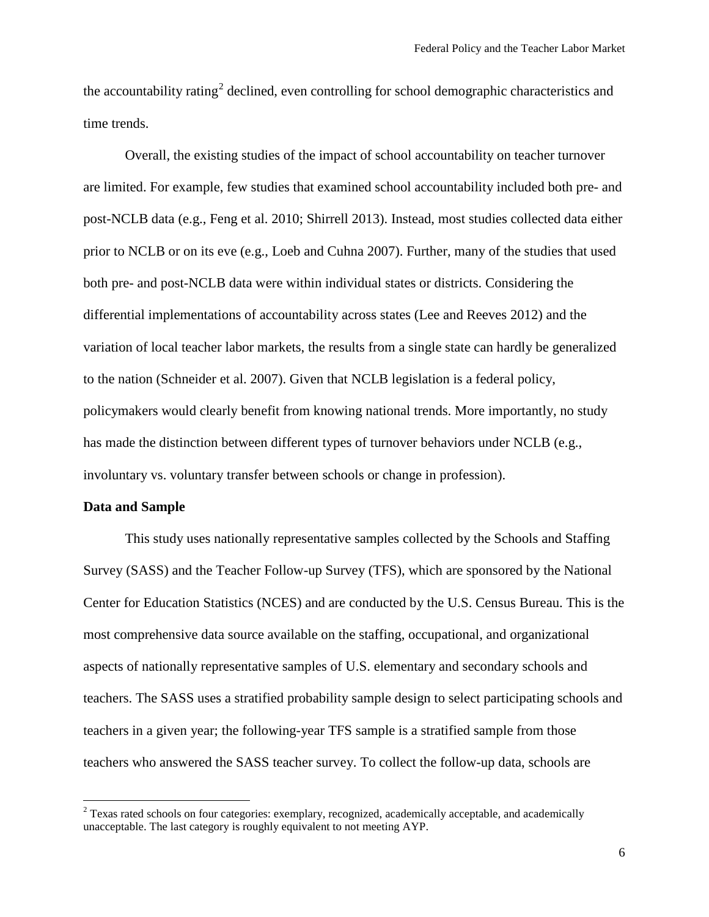the accountability rating[2] declined, even controlling for school demographic characteristics and time trends.

Overall, the existing studies of the impact of school accountability on teacher turnover are limited. For example, few studies that examined school accountability included both pre- and post-NCLB data (e.g., Feng et al. 2010; Shirrell 2013). Instead, most studies collected data either prior to NCLB or on its eve (e.g., Loeb and Cuhna 2007). Further, many of the studies that used both pre- and post-NCLB data were within individual states or districts. Considering the differential implementations of accountability across states (Lee and Reeves 2012) and the variation of local teacher labor markets, the results from a single state can hardly be generalized to the nation (Schneider et al. 2007). Given that NCLB legislation is a federal policy, policymakers would clearly benefit from knowing national trends. More importantly, no study has made the distinction between different types of turnover behaviors under NCLB (e.g., involuntary vs. voluntary transfer between schools or change in profession).

**Data and Sample**

This study uses nationally representative samples collected by the Schools and Staffing Survey (SASS) and the Teacher Follow-up Survey (TFS), which are sponsored by the National Center for Education Statistics (NCES) and are conducted by the U.S. Census Bureau. This is the most comprehensive data source available on the staffing, occupational, and organizational aspects of nationally representative samples of U.S. elementary and secondary schools and teachers. The SASS uses a stratified probability sample design to select participating schools and teachers in a given year; the following-year TFS sample is a stratified sample from those teachers who answered the SASS teacher survey. To collect the follow-up data, schools are

[2] Texas rated schools on four categories: exemplary, recognized, academically acceptable, and academically unacceptable. The last category is roughly equivalent to not meeting AYP.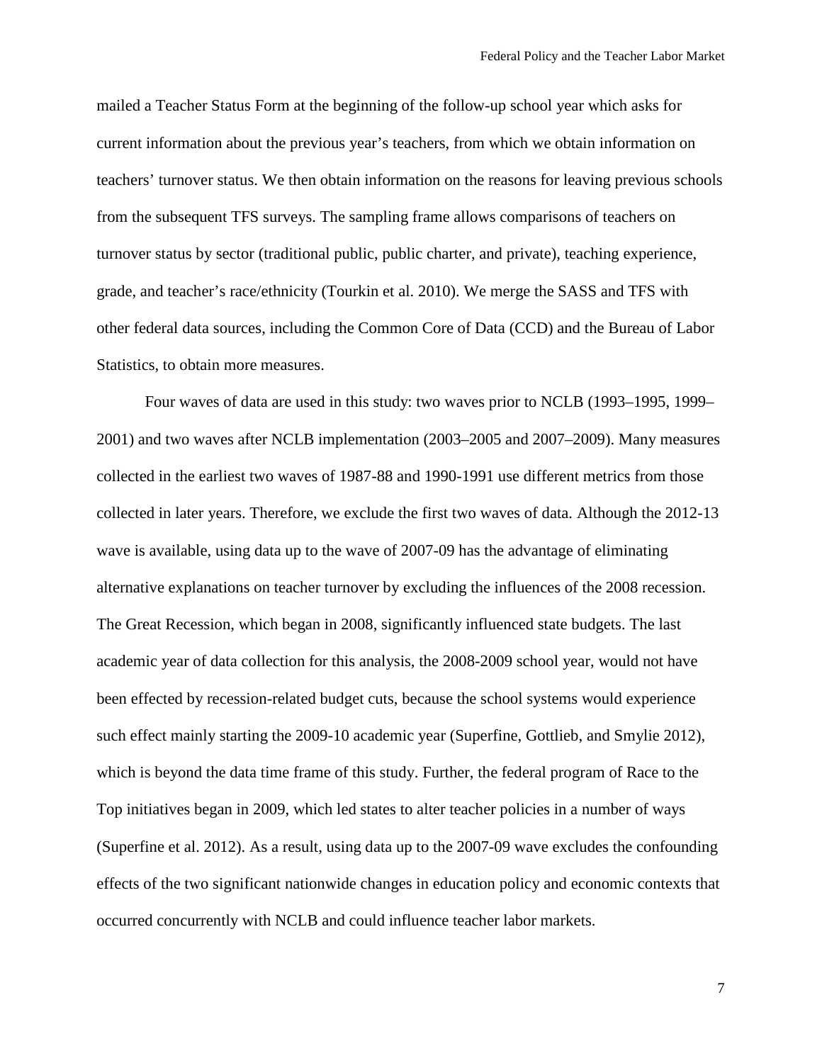mailed a Teacher Status Form at the beginning of the follow-up school year which asks for current information about the previous year's teachers, from which we obtain information on teachers' turnover status. We then obtain information on the reasons for leaving previous schools from the subsequent TFS surveys. The sampling frame allows comparisons of teachers on turnover status by sector (traditional public, public charter, and private), teaching experience, grade, and teacher's race/ethnicity (Tourkin et al. 2010). We merge the SASS and TFS with other federal data sources, including the Common Core of Data (CCD) and the Bureau of Labor Statistics, to obtain more measures.

Four waves of data are used in this study: two waves prior to NCLB (1993–1995, 1999–2001) and two waves after NCLB implementation (2003–2005 and 2007–2009). Many measures collected in the earliest two waves of 1987-88 and 1990-1991 use different metrics from those collected in later years. Therefore, we exclude the first two waves of data. Although the 2012-13 wave is available, using data up to the wave of 2007-09 has the advantage of eliminating alternative explanations on teacher turnover by excluding the influences of the 2008 recession. The Great Recession, which began in 2008, significantly influenced state budgets. The last academic year of data collection for this analysis, the 2008-2009 school year, would not have been effected by recession-related budget cuts, because the school systems would experience such effect mainly starting the 2009-10 academic year (Superfine, Gottlieb, and Smylie 2012), which is beyond the data time frame of this study. Further, the federal program of Race to the Top initiatives began in 2009, which led states to alter teacher policies in a number of ways (Superfine et al. 2012). As a result, using data up to the 2007-09 wave excludes the confounding effects of the two significant nationwide changes in education policy and economic contexts that occurred concurrently with NCLB and could influence teacher labor markets.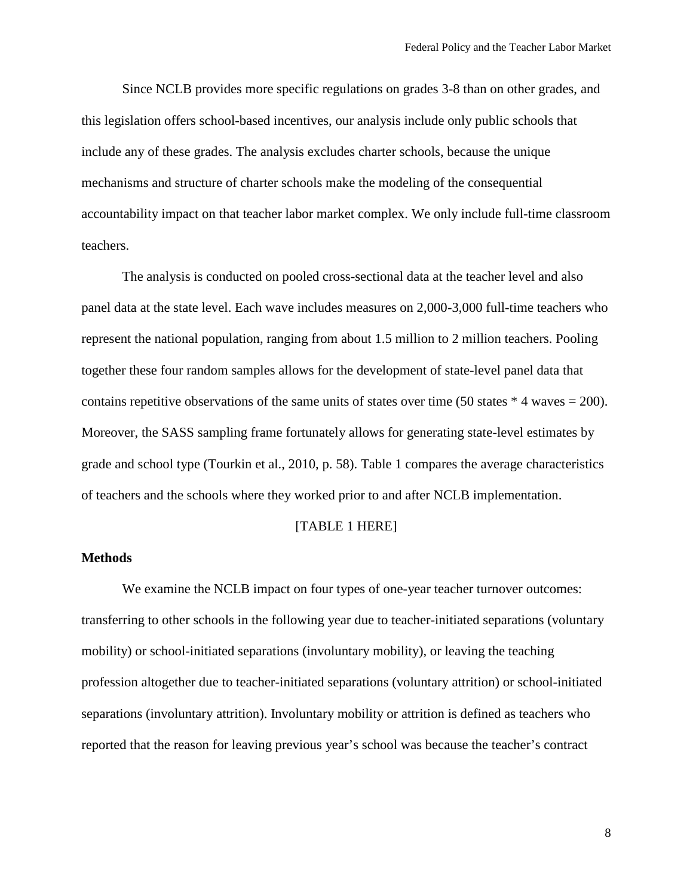Since NCLB provides more specific regulations on grades 3-8 than on other grades, and this legislation offers school-based incentives, our analysis include only public schools that include any of these grades. The analysis excludes charter schools, because the unique mechanisms and structure of charter schools make the modeling of the consequential accountability impact on that teacher labor market complex. We only include full-time classroom teachers.

The analysis is conducted on pooled cross-sectional data at the teacher level and also panel data at the state level. Each wave includes measures on 2,000-3,000 full-time teachers who represent the national population, ranging from about 1.5 million to 2 million teachers. Pooling together these four random samples allows for the development of state-level panel data that contains repetitive observations of the same units of states over time (50 states * 4 waves = 200). Moreover, the SASS sampling frame fortunately allows for generating state-level estimates by grade and school type (Tourkin et al., 2010, p. 58). Table 1 compares the average characteristics of teachers and the schools where they worked prior to and after NCLB implementation.

[TABLE 1 HERE]

**Methods**

We examine the NCLB impact on four types of one-year teacher turnover outcomes: transferring to other schools in the following year due to teacher-initiated separations (voluntary mobility) or school-initiated separations (involuntary mobility), or leaving the teaching profession altogether due to teacher-initiated separations (voluntary attrition) or school-initiated separations (involuntary attrition). Involuntary mobility or attrition is defined as teachers who reported that the reason for leaving previous year's school was because the teacher's contract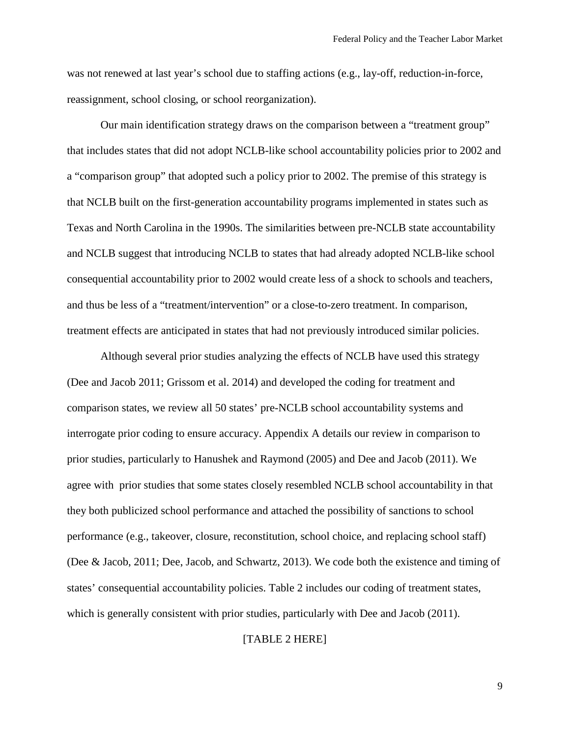was not renewed at last year's school due to staffing actions (e.g., lay-off, reduction-in-force, reassignment, school closing, or school reorganization).

Our main identification strategy draws on the comparison between a "treatment group" that includes states that did not adopt NCLB-like school accountability policies prior to 2002 and a "comparison group" that adopted such a policy prior to 2002. The premise of this strategy is that NCLB built on the first-generation accountability programs implemented in states such as Texas and North Carolina in the 1990s. The similarities between pre-NCLB state accountability and NCLB suggest that introducing NCLB to states that had already adopted NCLB-like school consequential accountability prior to 2002 would create less of a shock to schools and teachers, and thus be less of a "treatment/intervention" or a close-to-zero treatment. In comparison, treatment effects are anticipated in states that had not previously introduced similar policies.

Although several prior studies analyzing the effects of NCLB have used this strategy (Dee and Jacob 2011; Grissom et al. 2014) and developed the coding for treatment and comparison states, we review all 50 states' pre-NCLB school accountability systems and interrogate prior coding to ensure accuracy. Appendix A details our review in comparison to prior studies, particularly to Hanushek and Raymond (2005) and Dee and Jacob (2011). We agree with prior studies that some states closely resembled NCLB school accountability in that they both publicized school performance and attached the possibility of sanctions to school performance (e.g., takeover, closure, reconstitution, school choice, and replacing school staff) (Dee & Jacob, 2011; Dee, Jacob, and Schwartz, 2013). We code both the existence and timing of states' consequential accountability policies. Table 2 includes our coding of treatment states, which is generally consistent with prior studies, particularly with Dee and Jacob (2011).

[TABLE 2 HERE]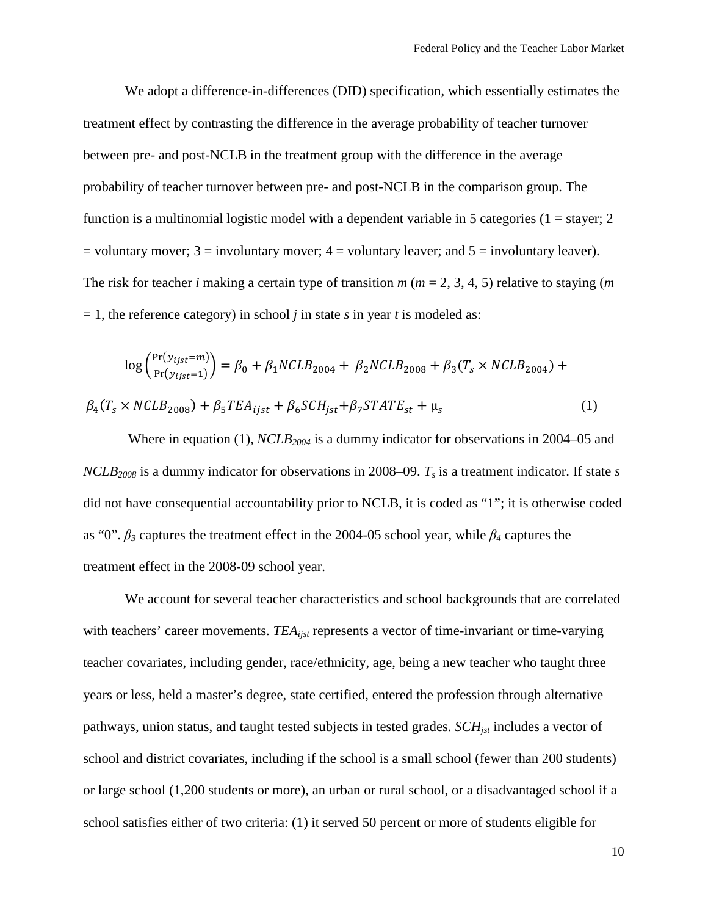We adopt a difference-in-differences (DID) specification, which essentially estimates the treatment effect by contrasting the difference in the average probability of teacher turnover between pre- and post-NCLB in the treatment group with the difference in the average probability of teacher turnover between pre- and post-NCLB in the comparison group. The function is a multinomial logistic model with a dependent variable in 5 categories (1 = stayer; 2 = voluntary mover; 3 = involuntary mover; 4 = voluntary leaver; and 5 = involuntary leaver). The risk for teacher *i* making a certain type of transition *m* (*m* = 2, 3, 4, 5) relative to staying (*m* = 1, the reference category) in school *j* in state *s* in year *t* is modeled as:

$$\log\left(\frac{\Pr(y_{ijst}=m)}{\Pr(y_{ijst}=1)}\right) = \beta_0 + \beta_1 NCLB_{2004} + \beta_2 NCLB_{2008} + \beta_3 (T_s \times NCLB_{2004}) + \beta_4 (T_s \times NCLB_{2008}) + \beta_5 TEA_{ijst} + \beta_6 SCH_{jst} + \beta_7 STATE_{st} + \mu_s \quad (1)$$

Where in equation (1), $NCLB_{2004}$ is a dummy indicator for observations in 2004–05 and $NCLB_{2008}$ is a dummy indicator for observations in 2008–09. $T_s$ is a treatment indicator. If state *s* did not have consequential accountability prior to NCLB, it is coded as "1"; it is otherwise coded as "0". $\beta_3$ captures the treatment effect in the 2004-05 school year, while $\beta_4$ captures the treatment effect in the 2008-09 school year.

We account for several teacher characteristics and school backgrounds that are correlated with teachers' career movements. $TEA_{ijst}$ represents a vector of time-invariant or time-varying teacher covariates, including gender, race/ethnicity, age, being a new teacher who taught three years or less, held a master's degree, state certified, entered the profession through alternative pathways, union status, and taught tested subjects in tested grades. $SCH_{jst}$ includes a vector of school and district covariates, including if the school is a small school (fewer than 200 students) or large school (1,200 students or more), an urban or rural school, or a disadvantaged school if a school satisfies either of two criteria: (1) it served 50 percent or more of students eligible for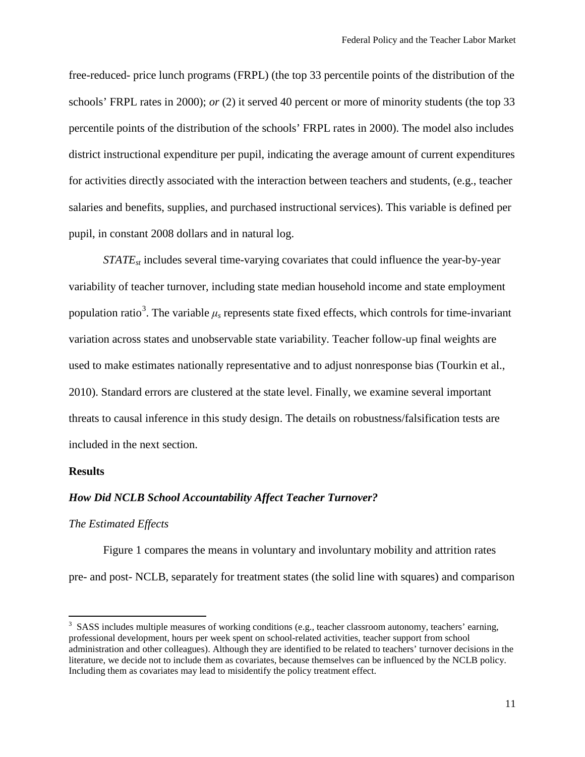free-reduced- price lunch programs (FRPL) (the top 33 percentile points of the distribution of the schools' FRPL rates in 2000); *or* (2) it served 40 percent or more of minority students (the top 33 percentile points of the distribution of the schools' FRPL rates in 2000). The model also includes district instructional expenditure per pupil, indicating the average amount of current expenditures for activities directly associated with the interaction between teachers and students, (e.g., teacher salaries and benefits, supplies, and purchased instructional services). This variable is defined per pupil, in constant 2008 dollars and in natural log.

$STATE_{st}$ includes several time-varying covariates that could influence the year-by-year variability of teacher turnover, including state median household income and state employment population ratio[3]. The variable $\mu_s$ represents state fixed effects, which controls for time-invariant variation across states and unobservable state variability. Teacher follow-up final weights are used to make estimates nationally representative and to adjust nonresponse bias (Tourkin et al., 2010). Standard errors are clustered at the state level. Finally, we examine several important threats to causal inference in this study design. The details on robustness/falsification tests are included in the next section.

## Results

### *How Did NCLB School Accountability Affect Teacher Turnover?*

#### *The Estimated Effects*

Figure 1 compares the means in voluntary and involuntary mobility and attrition rates pre- and post- NCLB, separately for treatment states (the solid line with squares) and comparison

[3] SASS includes multiple measures of working conditions (e.g., teacher classroom autonomy, teachers' earning, professional development, hours per week spent on school-related activities, teacher support from school administration and other colleagues). Although they are identified to be related to teachers' turnover decisions in the literature, we decide not to include them as covariates, because themselves can be influenced by the NCLB policy. Including them as covariates may lead to misidentify the policy treatment effect.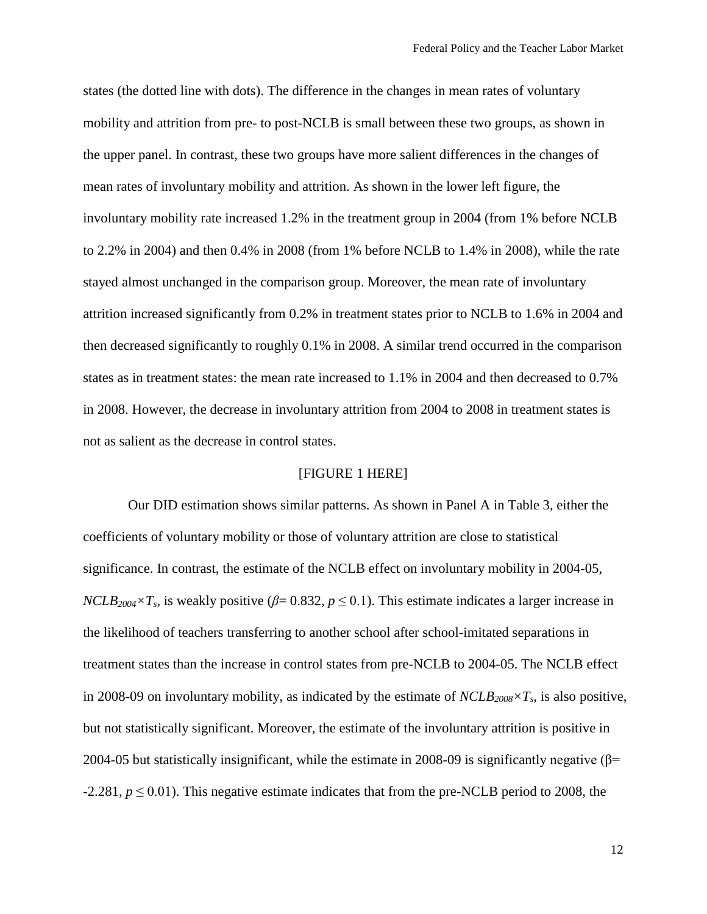states (the dotted line with dots). The difference in the changes in mean rates of voluntary mobility and attrition from pre- to post-NCLB is small between these two groups, as shown in the upper panel. In contrast, these two groups have more salient differences in the changes of mean rates of involuntary mobility and attrition. As shown in the lower left figure, the involuntary mobility rate increased 1.2% in the treatment group in 2004 (from 1% before NCLB to 2.2% in 2004) and then 0.4% in 2008 (from 1% before NCLB to 1.4% in 2008), while the rate stayed almost unchanged in the comparison group. Moreover, the mean rate of involuntary attrition increased significantly from 0.2% in treatment states prior to NCLB to 1.6% in 2004 and then decreased significantly to roughly 0.1% in 2008. A similar trend occurred in the comparison states as in treatment states: the mean rate increased to 1.1% in 2004 and then decreased to 0.7% in 2008. However, the decrease in involuntary attrition from 2004 to 2008 in treatment states is not as salient as the decrease in control states.

[FIGURE 1 HERE]

Our DID estimation shows similar patterns. As shown in Panel A in Table 3, either the coefficients of voluntary mobility or those of voluntary attrition are close to statistical significance. In contrast, the estimate of the NCLB effect on involuntary mobility in 2004-05, $NCLB_{2004} \times T_s$, is weakly positive ($\beta$= 0.832, $p \leq 0.1$). This estimate indicates a larger increase in the likelihood of teachers transferring to another school after school-imitated separations in treatment states than the increase in control states from pre-NCLB to 2004-05. The NCLB effect in 2008-09 on involuntary mobility, as indicated by the estimate of $NCLB_{2008} \times T_s$, is also positive, but not statistically significant. Moreover, the estimate of the involuntary attrition is positive in 2004-05 but statistically insignificant, while the estimate in 2008-09 is significantly negative ($\beta$= -2.281, $p \leq 0.01$). This negative estimate indicates that from the pre-NCLB period to 2008, the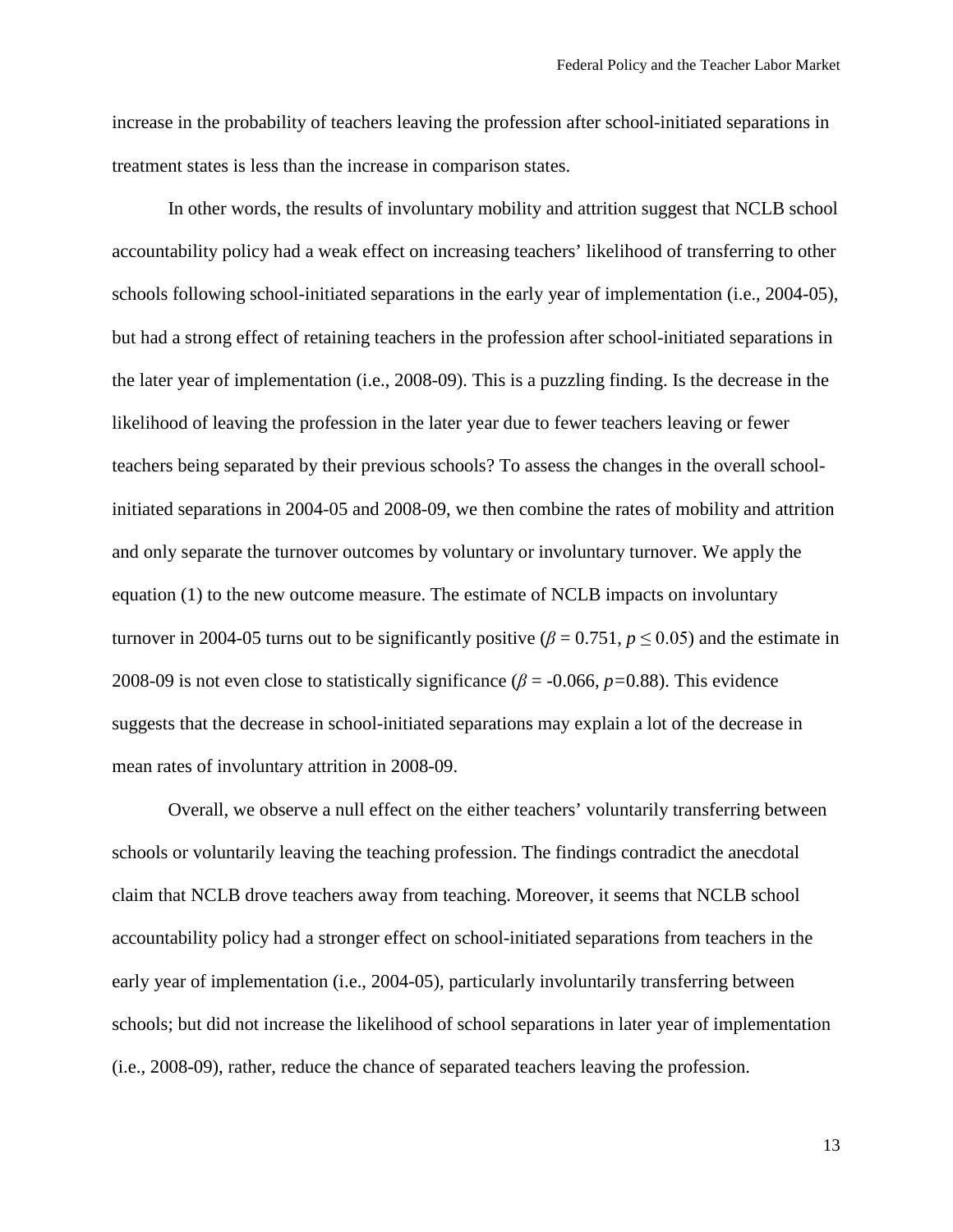increase in the probability of teachers leaving the profession after school-initiated separations in treatment states is less than the increase in comparison states.

In other words, the results of involuntary mobility and attrition suggest that NCLB school accountability policy had a weak effect on increasing teachers' likelihood of transferring to other schools following school-initiated separations in the early year of implementation (i.e., 2004-05), but had a strong effect of retaining teachers in the profession after school-initiated separations in the later year of implementation (i.e., 2008-09). This is a puzzling finding. Is the decrease in the likelihood of leaving the profession in the later year due to fewer teachers leaving or fewer teachers being separated by their previous schools? To assess the changes in the overall school-initiated separations in 2004-05 and 2008-09, we then combine the rates of mobility and attrition and only separate the turnover outcomes by voluntary or involuntary turnover. We apply the equation (1) to the new outcome measure. The estimate of NCLB impacts on involuntary turnover in 2004-05 turns out to be significantly positive ($\beta = 0.751$, $p \leq 0.05$) and the estimate in 2008-09 is not even close to statistically significance ($\beta = -0.066$, $p=0.88$). This evidence suggests that the decrease in school-initiated separations may explain a lot of the decrease in mean rates of involuntary attrition in 2008-09.

Overall, we observe a null effect on the either teachers' voluntarily transferring between schools or voluntarily leaving the teaching profession. The findings contradict the anecdotal claim that NCLB drove teachers away from teaching. Moreover, it seems that NCLB school accountability policy had a stronger effect on school-initiated separations from teachers in the early year of implementation (i.e., 2004-05), particularly involuntarily transferring between schools; but did not increase the likelihood of school separations in later year of implementation (i.e., 2008-09), rather, reduce the chance of separated teachers leaving the profession.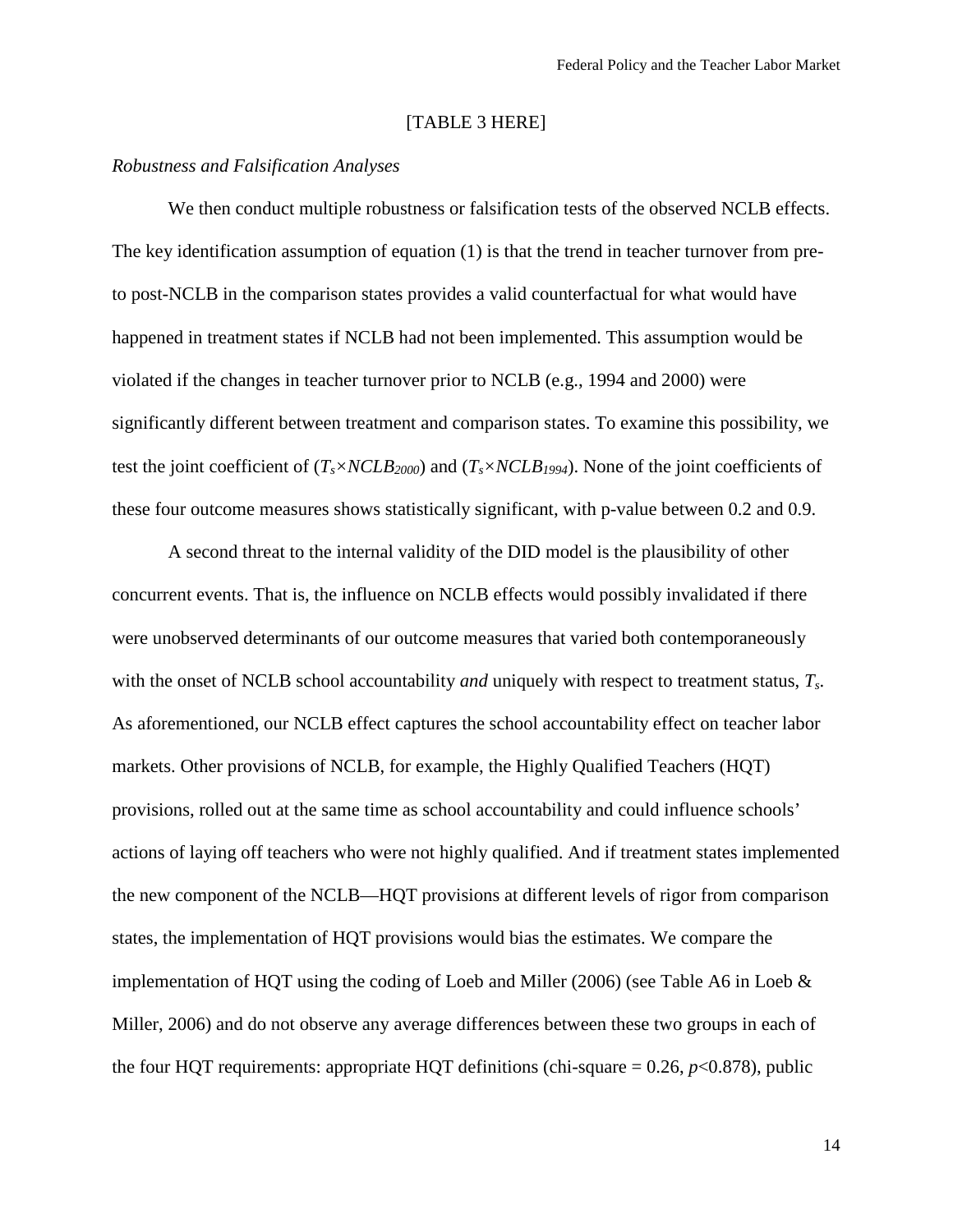[TABLE 3 HERE]

*Robustness and Falsification Analyses*

We then conduct multiple robustness or falsification tests of the observed NCLB effects. The key identification assumption of equation (1) is that the trend in teacher turnover from pre- to post-NCLB in the comparison states provides a valid counterfactual for what would have happened in treatment states if NCLB had not been implemented. This assumption would be violated if the changes in teacher turnover prior to NCLB (e.g., 1994 and 2000) were significantly different between treatment and comparison states. To examine this possibility, we test the joint coefficient of ($T_s \times NCLB_{2000}$) and ($T_s \times NCLB_{1994}$). None of the joint coefficients of these four outcome measures shows statistically significant, with p-value between 0.2 and 0.9.

A second threat to the internal validity of the DID model is the plausibility of other concurrent events. That is, the influence on NCLB effects would possibly invalidated if there were unobserved determinants of our outcome measures that varied both contemporaneously with the onset of NCLB school accountability *and* uniquely with respect to treatment status, $T_s$. As aforementioned, our NCLB effect captures the school accountability effect on teacher labor markets. Other provisions of NCLB, for example, the Highly Qualified Teachers (HQT) provisions, rolled out at the same time as school accountability and could influence schools' actions of laying off teachers who were not highly qualified. And if treatment states implemented the new component of the NCLB—HQT provisions at different levels of rigor from comparison states, the implementation of HQT provisions would bias the estimates. We compare the implementation of HQT using the coding of Loeb and Miller (2006) (see Table A6 in Loeb & Miller, 2006) and do not observe any average differences between these two groups in each of the four HQT requirements: appropriate HQT definitions (chi-square = 0.26, $p$<0.878), public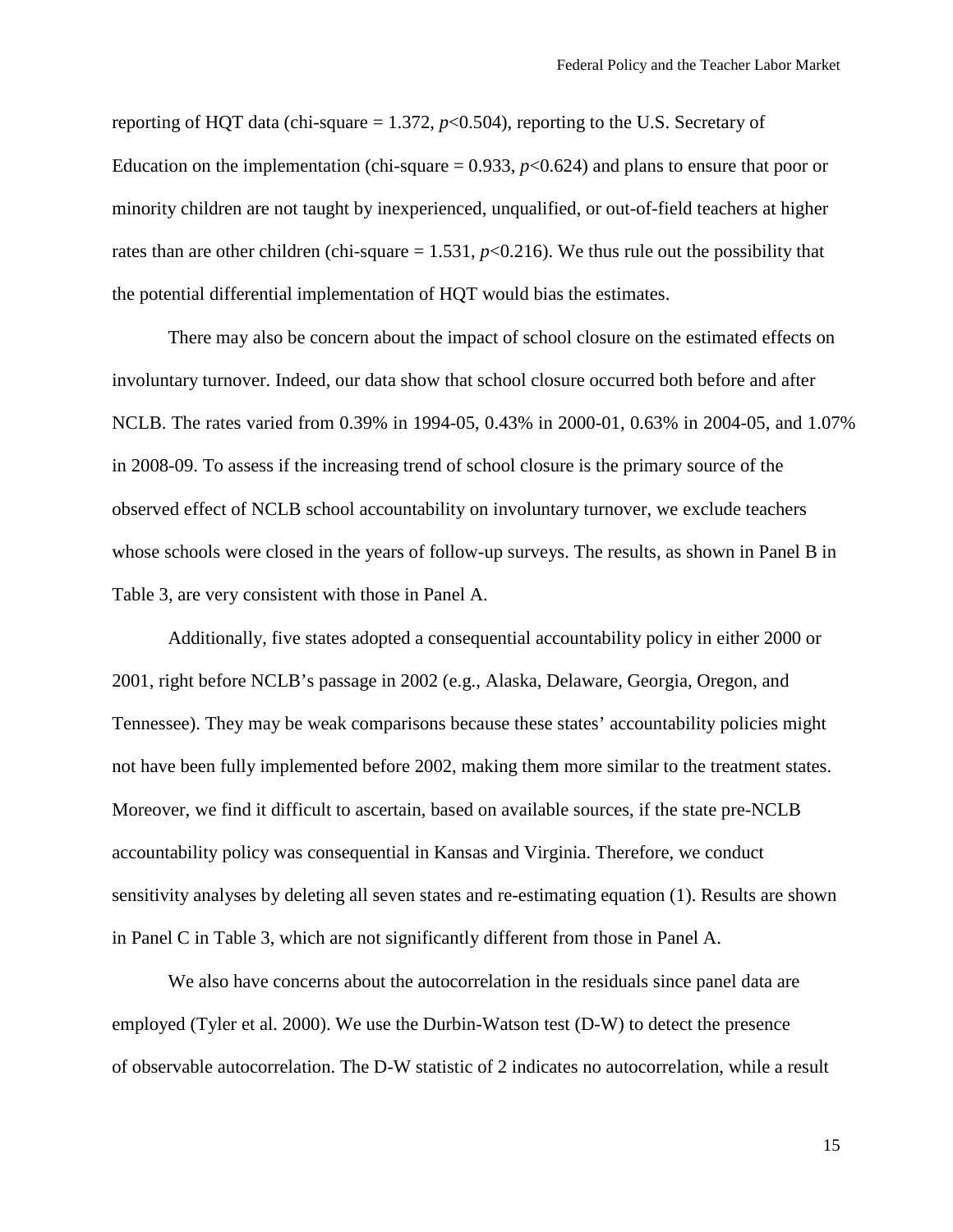reporting of HQT data (chi-square = 1.372, $p$<0.504), reporting to the U.S. Secretary of Education on the implementation (chi-square = 0.933, $p$<0.624) and plans to ensure that poor or minority children are not taught by inexperienced, unqualified, or out-of-field teachers at higher rates than are other children (chi-square = 1.531, $p$<0.216). We thus rule out the possibility that the potential differential implementation of HQT would bias the estimates.

There may also be concern about the impact of school closure on the estimated effects on involuntary turnover. Indeed, our data show that school closure occurred both before and after NCLB. The rates varied from 0.39% in 1994-05, 0.43% in 2000-01, 0.63% in 2004-05, and 1.07% in 2008-09. To assess if the increasing trend of school closure is the primary source of the observed effect of NCLB school accountability on involuntary turnover, we exclude teachers whose schools were closed in the years of follow-up surveys. The results, as shown in Panel B in Table 3, are very consistent with those in Panel A.

Additionally, five states adopted a consequential accountability policy in either 2000 or 2001, right before NCLB's passage in 2002 (e.g., Alaska, Delaware, Georgia, Oregon, and Tennessee). They may be weak comparisons because these states' accountability policies might not have been fully implemented before 2002, making them more similar to the treatment states. Moreover, we find it difficult to ascertain, based on available sources, if the state pre-NCLB accountability policy was consequential in Kansas and Virginia. Therefore, we conduct sensitivity analyses by deleting all seven states and re-estimating equation (1). Results are shown in Panel C in Table 3, which are not significantly different from those in Panel A.

We also have concerns about the autocorrelation in the residuals since panel data are employed (Tyler et al. 2000). We use the Durbin-Watson test (D-W) to detect the presence of observable autocorrelation. The D-W statistic of 2 indicates no autocorrelation, while a result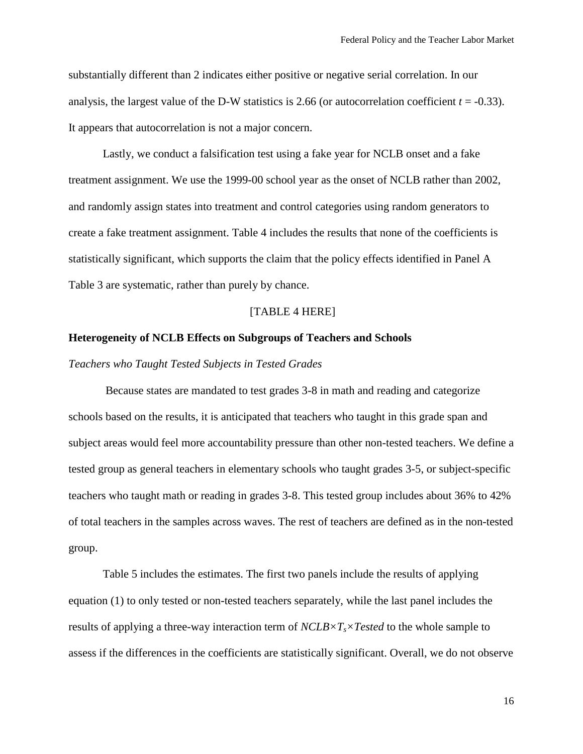substantially different than 2 indicates either positive or negative serial correlation. In our analysis, the largest value of the D-W statistics is 2.66 (or autocorrelation coefficient $t = -0.33$). It appears that autocorrelation is not a major concern.

Lastly, we conduct a falsification test using a fake year for NCLB onset and a fake treatment assignment. We use the 1999-00 school year as the onset of NCLB rather than 2002, and randomly assign states into treatment and control categories using random generators to create a fake treatment assignment. Table 4 includes the results that none of the coefficients is statistically significant, which supports the claim that the policy effects identified in Panel A Table 3 are systematic, rather than purely by chance.

[TABLE 4 HERE]

**Heterogeneity of NCLB Effects on Subgroups of Teachers and Schools**

*Teachers who Taught Tested Subjects in Tested Grades*

Because states are mandated to test grades 3-8 in math and reading and categorize schools based on the results, it is anticipated that teachers who taught in this grade span and subject areas would feel more accountability pressure than other non-tested teachers. We define a tested group as general teachers in elementary schools who taught grades 3-5, or subject-specific teachers who taught math or reading in grades 3-8. This tested group includes about 36% to 42% of total teachers in the samples across waves. The rest of teachers are defined as in the non-tested group.

Table 5 includes the estimates. The first two panels include the results of applying equation (1) to only tested or non-tested teachers separately, while the last panel includes the results of applying a three-way interaction term of $NCLB \times T_s \times Tested$ to the whole sample to assess if the differences in the coefficients are statistically significant. Overall, we do not observe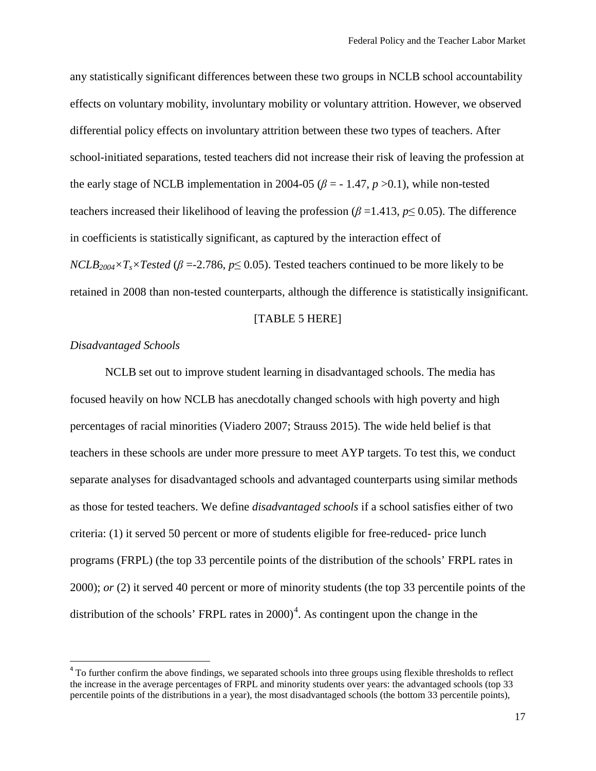any statistically significant differences between these two groups in NCLB school accountability effects on voluntary mobility, involuntary mobility or voluntary attrition. However, we observed differential policy effects on involuntary attrition between these two types of teachers. After school-initiated separations, tested teachers did not increase their risk of leaving the profession at the early stage of NCLB implementation in 2004-05 ($\beta$ = - 1.47, $p$ >0.1), while non-tested teachers increased their likelihood of leaving the profession ($\beta$ =1.413, $p \leq 0.05$). The difference in coefficients is statistically significant, as captured by the interaction effect of $NCLB_{2004} \times T_s \times Tested$ ($\beta$ =-2.786, $p \leq 0.05$). Tested teachers continued to be more likely to be retained in 2008 than non-tested counterparts, although the difference is statistically insignificant.

[TABLE 5 HERE]

*Disadvantaged Schools*

NCLB set out to improve student learning in disadvantaged schools. The media has focused heavily on how NCLB has anecdotally changed schools with high poverty and high percentages of racial minorities (Viadero 2007; Strauss 2015). The wide held belief is that teachers in these schools are under more pressure to meet AYP targets. To test this, we conduct separate analyses for disadvantaged schools and advantaged counterparts using similar methods as those for tested teachers. We define *disadvantaged schools* if a school satisfies either of two criteria: (1) it served 50 percent or more of students eligible for free-reduced- price lunch programs (FRPL) (the top 33 percentile points of the distribution of the schools' FRPL rates in 2000); *or* (2) it served 40 percent or more of minority students (the top 33 percentile points of the distribution of the schools' FRPL rates in 2000)[4]. As contingent upon the change in the

[4] To further confirm the above findings, we separated schools into three groups using flexible thresholds to reflect the increase in the average percentages of FRPL and minority students over years: the advantaged schools (top 33 percentile points of the distributions in a year), the most disadvantaged schools (the bottom 33 percentile points),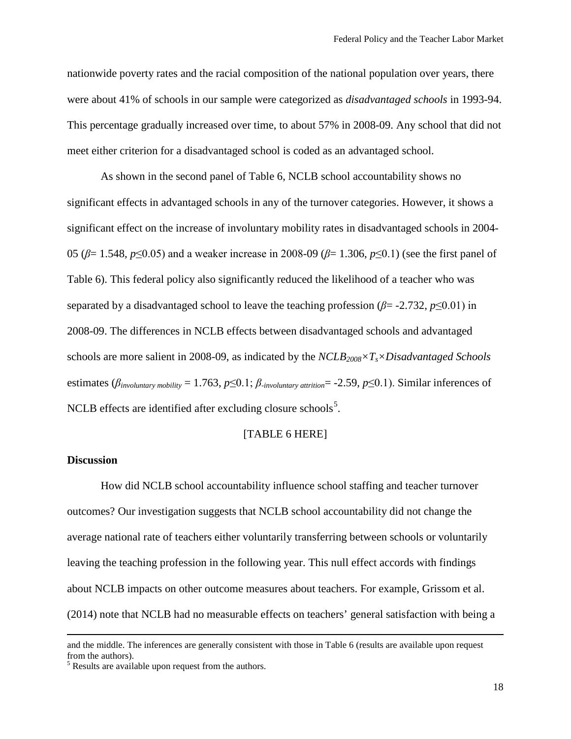nationwide poverty rates and the racial composition of the national population over years, there were about 41% of schools in our sample were categorized as *disadvantaged schools* in 1993-94. This percentage gradually increased over time, to about 57% in 2008-09. Any school that did not meet either criterion for a disadvantaged school is coded as an advantaged school.

As shown in the second panel of Table 6, NCLB school accountability shows no significant effects in advantaged schools in any of the turnover categories. However, it shows a significant effect on the increase of involuntary mobility rates in disadvantaged schools in 2004-05 ($\beta$= 1.548, $p \leq 0.05$) and a weaker increase in 2008-09 ($\beta$= 1.306, $p \leq 0.1$) (see the first panel of Table 6). This federal policy also significantly reduced the likelihood of a teacher who was separated by a disadvantaged school to leave the teaching profession ($\beta$= -2.732, $p \leq 0.01$) in 2008-09. The differences in NCLB effects between disadvantaged schools and advantaged schools are more salient in 2008-09, as indicated by the $NCLB_{2008} \times T_s \times Disadvantaged\ Schools$ estimates ($\beta_{involuntary\ mobility}$ = 1.763, $p \leq 0.1$; $\beta_{-involuntary\ attrition}$= -2.59, $p \leq 0.1$). Similar inferences of NCLB effects are identified after excluding closure schools[5].

[TABLE 6 HERE]

## Discussion

How did NCLB school accountability influence school staffing and teacher turnover outcomes? Our investigation suggests that NCLB school accountability did not change the average national rate of teachers either voluntarily transferring between schools or voluntarily leaving the teaching profession in the following year. This null effect accords with findings about NCLB impacts on other outcome measures about teachers. For example, Grissom et al. (2014) note that NCLB had no measurable effects on teachers' general satisfaction with being a

---

and the middle. The inferences are generally consistent with those in Table 6 (results are available upon request from the authors).

[5] Results are available upon request from the authors.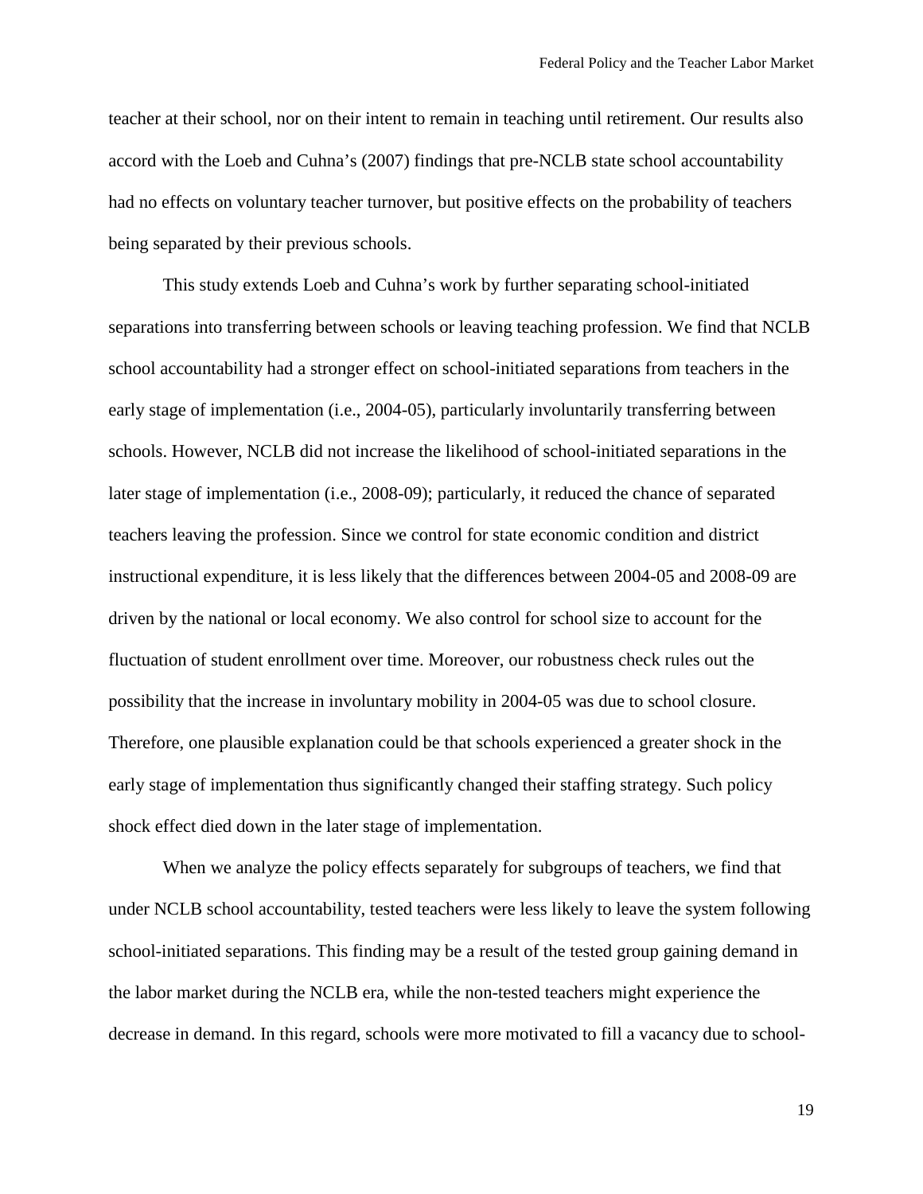teacher at their school, nor on their intent to remain in teaching until retirement. Our results also accord with the Loeb and Cuhna's (2007) findings that pre-NCLB state school accountability had no effects on voluntary teacher turnover, but positive effects on the probability of teachers being separated by their previous schools.

This study extends Loeb and Cuhna's work by further separating school-initiated separations into transferring between schools or leaving teaching profession. We find that NCLB school accountability had a stronger effect on school-initiated separations from teachers in the early stage of implementation (i.e., 2004-05), particularly involuntarily transferring between schools. However, NCLB did not increase the likelihood of school-initiated separations in the later stage of implementation (i.e., 2008-09); particularly, it reduced the chance of separated teachers leaving the profession. Since we control for state economic condition and district instructional expenditure, it is less likely that the differences between 2004-05 and 2008-09 are driven by the national or local economy. We also control for school size to account for the fluctuation of student enrollment over time. Moreover, our robustness check rules out the possibility that the increase in involuntary mobility in 2004-05 was due to school closure. Therefore, one plausible explanation could be that schools experienced a greater shock in the early stage of implementation thus significantly changed their staffing strategy. Such policy shock effect died down in the later stage of implementation.

When we analyze the policy effects separately for subgroups of teachers, we find that under NCLB school accountability, tested teachers were less likely to leave the system following school-initiated separations. This finding may be a result of the tested group gaining demand in the labor market during the NCLB era, while the non-tested teachers might experience the decrease in demand. In this regard, schools were more motivated to fill a vacancy due to school-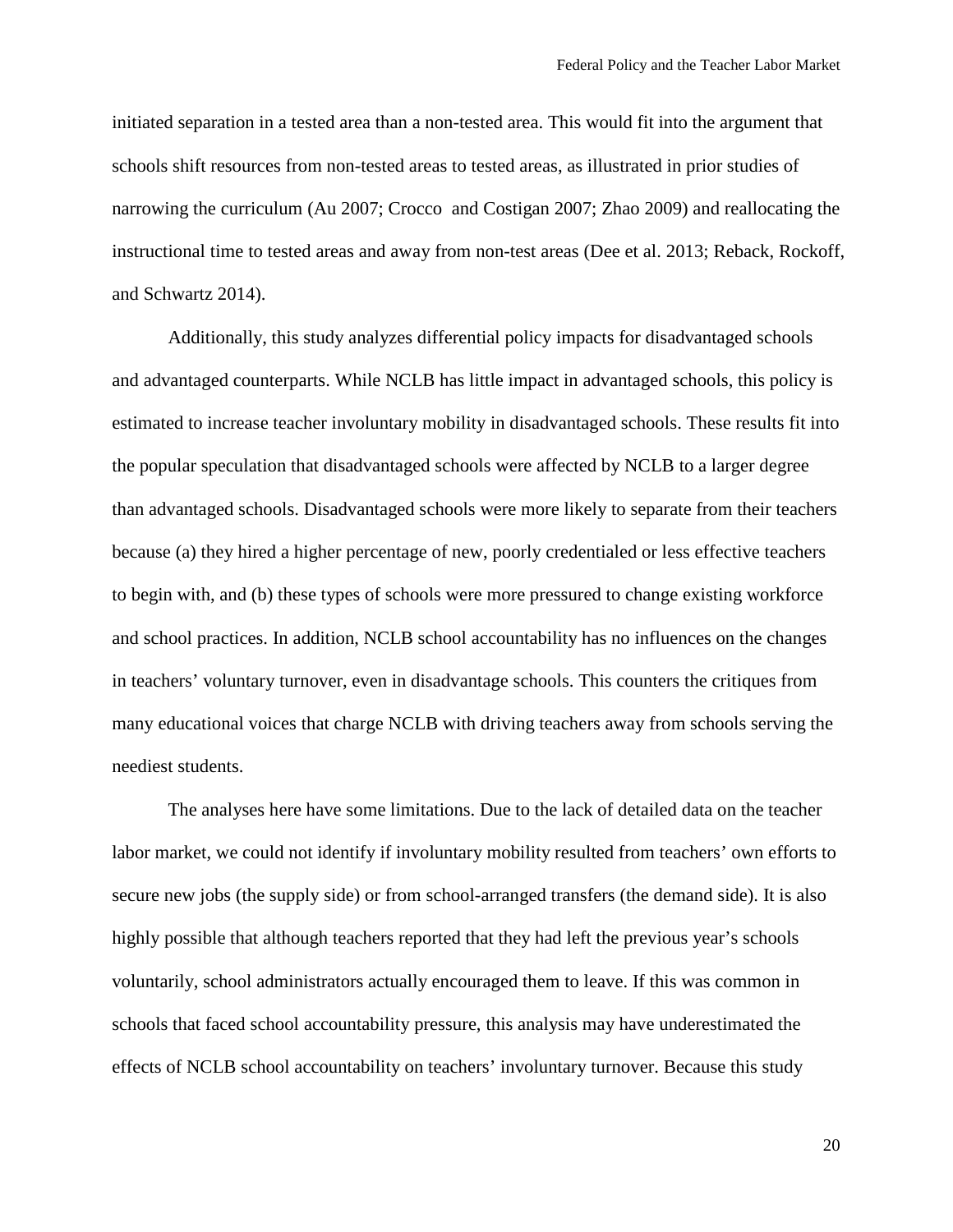initiated separation in a tested area than a non-tested area. This would fit into the argument that schools shift resources from non-tested areas to tested areas, as illustrated in prior studies of narrowing the curriculum (Au 2007; Crocco  and Costigan 2007; Zhao 2009) and reallocating the instructional time to tested areas and away from non-test areas (Dee et al. 2013; Reback, Rockoff, and Schwartz 2014).

Additionally, this study analyzes differential policy impacts for disadvantaged schools and advantaged counterparts. While NCLB has little impact in advantaged schools, this policy is estimated to increase teacher involuntary mobility in disadvantaged schools. These results fit into the popular speculation that disadvantaged schools were affected by NCLB to a larger degree than advantaged schools. Disadvantaged schools were more likely to separate from their teachers because (a) they hired a higher percentage of new, poorly credentialed or less effective teachers to begin with, and (b) these types of schools were more pressured to change existing workforce and school practices. In addition, NCLB school accountability has no influences on the changes in teachers' voluntary turnover, even in disadvantage schools. This counters the critiques from many educational voices that charge NCLB with driving teachers away from schools serving the neediest students.

The analyses here have some limitations. Due to the lack of detailed data on the teacher labor market, we could not identify if involuntary mobility resulted from teachers' own efforts to secure new jobs (the supply side) or from school-arranged transfers (the demand side). It is also highly possible that although teachers reported that they had left the previous year's schools voluntarily, school administrators actually encouraged them to leave. If this was common in schools that faced school accountability pressure, this analysis may have underestimated the effects of NCLB school accountability on teachers' involuntary turnover. Because this study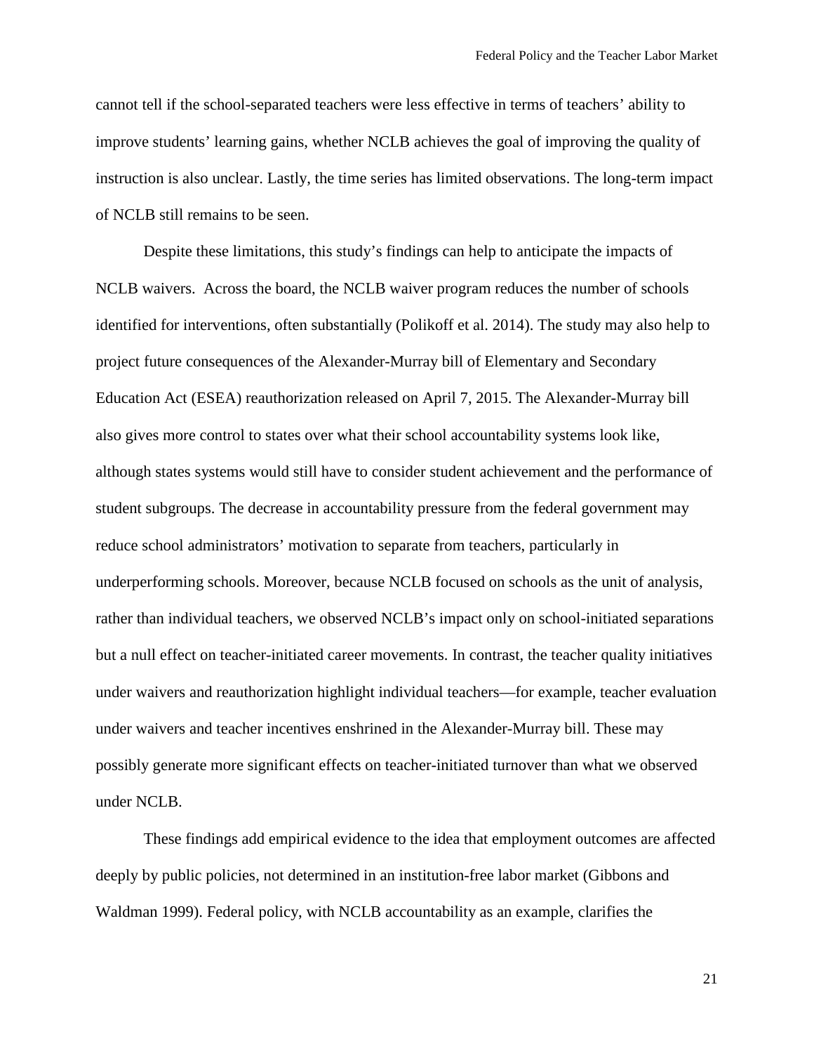cannot tell if the school-separated teachers were less effective in terms of teachers' ability to improve students' learning gains, whether NCLB achieves the goal of improving the quality of instruction is also unclear. Lastly, the time series has limited observations. The long-term impact of NCLB still remains to be seen.

Despite these limitations, this study's findings can help to anticipate the impacts of NCLB waivers. Across the board, the NCLB waiver program reduces the number of schools identified for interventions, often substantially (Polikoff et al. 2014). The study may also help to project future consequences of the Alexander-Murray bill of Elementary and Secondary Education Act (ESEA) reauthorization released on April 7, 2015. The Alexander-Murray bill also gives more control to states over what their school accountability systems look like, although states systems would still have to consider student achievement and the performance of student subgroups. The decrease in accountability pressure from the federal government may reduce school administrators' motivation to separate from teachers, particularly in underperforming schools. Moreover, because NCLB focused on schools as the unit of analysis, rather than individual teachers, we observed NCLB's impact only on school-initiated separations but a null effect on teacher-initiated career movements. In contrast, the teacher quality initiatives under waivers and reauthorization highlight individual teachers—for example, teacher evaluation under waivers and teacher incentives enshrined in the Alexander-Murray bill. These may possibly generate more significant effects on teacher-initiated turnover than what we observed under NCLB.

These findings add empirical evidence to the idea that employment outcomes are affected deeply by public policies, not determined in an institution-free labor market (Gibbons and Waldman 1999). Federal policy, with NCLB accountability as an example, clarifies the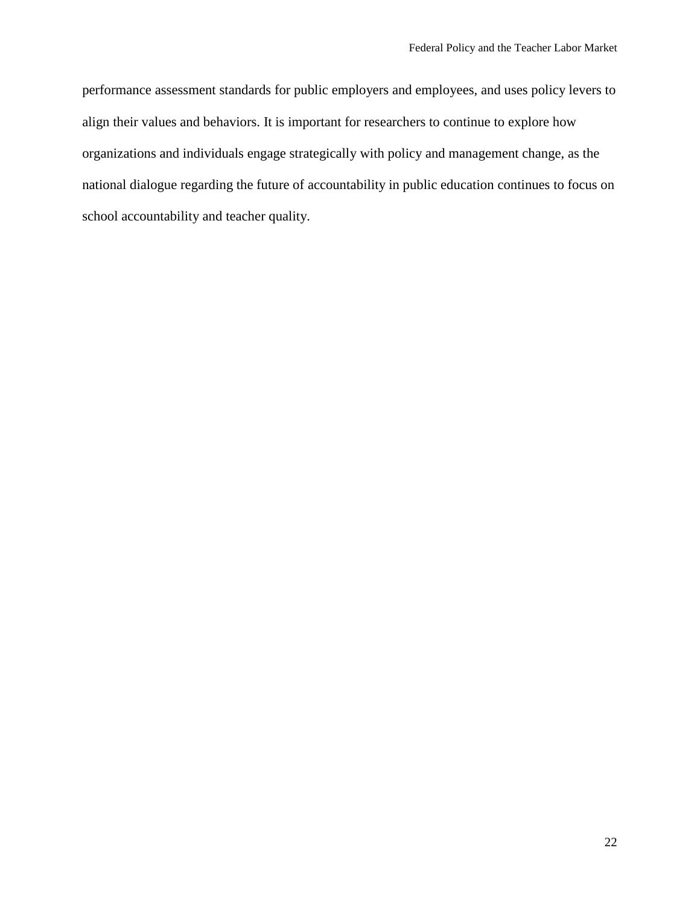performance assessment standards for public employers and employees, and uses policy levers to align their values and behaviors. It is important for researchers to continue to explore how organizations and individuals engage strategically with policy and management change, as the national dialogue regarding the future of accountability in public education continues to focus on school accountability and teacher quality.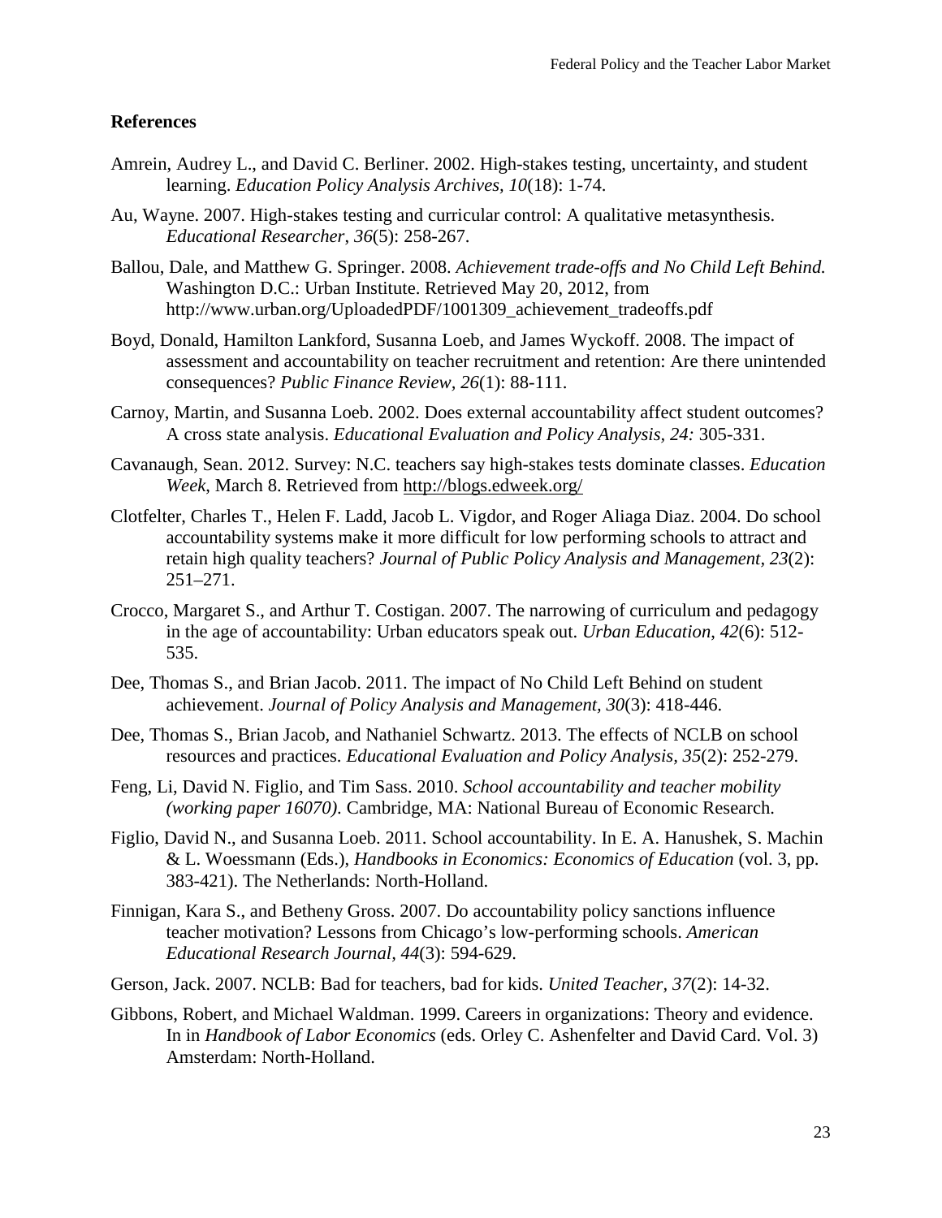## References

Amrein, Audrey L., and David C. Berliner. 2002. High-stakes testing, uncertainty, and student learning. *Education Policy Analysis Archives*, *10*(18): 1-74.

Au, Wayne. 2007. High-stakes testing and curricular control: A qualitative metasynthesis. *Educational Researcher*, *36*(5): 258-267.

Ballou, Dale, and Matthew G. Springer. 2008. *Achievement trade-offs and No Child Left Behind.* Washington D.C.: Urban Institute. Retrieved May 20, 2012, from http://www.urban.org/UploadedPDF/1001309_achievement_tradeoffs.pdf

Boyd, Donald, Hamilton Lankford, Susanna Loeb, and James Wyckoff. 2008. The impact of assessment and accountability on teacher recruitment and retention: Are there unintended consequences? *Public Finance Review*, *26*(1): 88-111.

Carnoy, Martin, and Susanna Loeb. 2002. Does external accountability affect student outcomes? A cross state analysis. *Educational Evaluation and Policy Analysis*, *24:* 305-331.

Cavanaugh, Sean. 2012. Survey: N.C. teachers say high-stakes tests dominate classes. *Education Week*, March 8. Retrieved from http://blogs.edweek.org/

Clotfelter, Charles T., Helen F. Ladd, Jacob L. Vigdor, and Roger Aliaga Diaz. 2004. Do school accountability systems make it more difficult for low performing schools to attract and retain high quality teachers? *Journal of Public Policy Analysis and Management*, *23*(2): 251–271.

Crocco, Margaret S., and Arthur T. Costigan. 2007. The narrowing of curriculum and pedagogy in the age of accountability: Urban educators speak out. *Urban Education*, *42*(6): 512-535.

Dee, Thomas S., and Brian Jacob. 2011. The impact of No Child Left Behind on student achievement. *Journal of Policy Analysis and Management*, *30*(3): 418-446.

Dee, Thomas S., Brian Jacob, and Nathaniel Schwartz. 2013. The effects of NCLB on school resources and practices. *Educational Evaluation and Policy Analysis*, *35*(2): 252-279.

Feng, Li, David N. Figlio, and Tim Sass. 2010. *School accountability and teacher mobility (working paper 16070)*. Cambridge, MA: National Bureau of Economic Research.

Figlio, David N., and Susanna Loeb. 2011. School accountability. In E. A. Hanushek, S. Machin & L. Woessmann (Eds.), *Handbooks in Economics: Economics of Education* (vol. 3, pp. 383-421). The Netherlands: North-Holland.

Finnigan, Kara S., and Betheny Gross. 2007. Do accountability policy sanctions influence teacher motivation? Lessons from Chicago's low-performing schools. *American Educational Research Journal*, *44*(3): 594-629.

Gerson, Jack. 2007. NCLB: Bad for teachers, bad for kids. *United Teacher*, *37*(2): 14-32.

Gibbons, Robert, and Michael Waldman. 1999. Careers in organizations: Theory and evidence. In in *Handbook of Labor Economics* (eds. Orley C. Ashenfelter and David Card. Vol. 3) Amsterdam: North-Holland.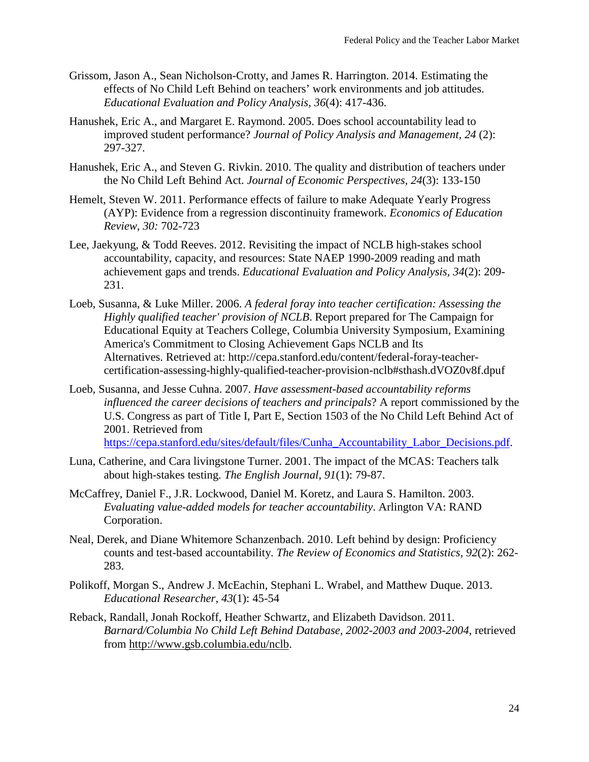Grissom, Jason A., Sean Nicholson-Crotty, and James R. Harrington. 2014. Estimating the effects of No Child Left Behind on teachers' work environments and job attitudes. *Educational Evaluation and Policy Analysis, 36*(4): 417-436.

Hanushek, Eric A., and Margaret E. Raymond. 2005. Does school accountability lead to improved student performance? *Journal of Policy Analysis and Management, 24* (2): 297-327.

Hanushek, Eric A., and Steven G. Rivkin. 2010. The quality and distribution of teachers under the No Child Left Behind Act. *Journal of Economic Perspectives, 24*(3): 133-150

Hemelt, Steven W. 2011. Performance effects of failure to make Adequate Yearly Progress (AYP): Evidence from a regression discontinuity framework. *Economics of Education Review, 30:* 702-723

Lee, Jaekyung, & Todd Reeves. 2012. Revisiting the impact of NCLB high-stakes school accountability, capacity, and resources: State NAEP 1990-2009 reading and math achievement gaps and trends. *Educational Evaluation and Policy Analysis, 34*(2): 209-231.

Loeb, Susanna, & Luke Miller. 2006. *A federal foray into teacher certification: Assessing the Highly qualified teacher' provision of NCLB*. Report prepared for The Campaign for Educational Equity at Teachers College, Columbia University Symposium, Examining America's Commitment to Closing Achievement Gaps NCLB and Its Alternatives. Retrieved at: http://cepa.stanford.edu/content/federal-foray-teacher-certification-assessing-highly-qualified-teacher-provision-nclb#sthash.dVOZ0v8f.dpuf

Loeb, Susanna, and Jesse Cuhna. 2007. *Have assessment-based accountability reforms influenced the career decisions of teachers and principals*? A report commissioned by the U.S. Congress as part of Title I, Part E, Section 1503 of the No Child Left Behind Act of 2001. Retrieved from https://cepa.stanford.edu/sites/default/files/Cunha_Accountability_Labor_Decisions.pdf.

Luna, Catherine, and Cara livingstone Turner. 2001. The impact of the MCAS: Teachers talk about high-stakes testing. *The English Journal, 91*(1): 79-87.

McCaffrey, Daniel F., J.R. Lockwood, Daniel M. Koretz, and Laura S. Hamilton. 2003. *Evaluating value-added models for teacher accountability*. Arlington VA: RAND Corporation.

Neal, Derek, and Diane Whitemore Schanzenbach. 2010. Left behind by design: Proficiency counts and test-based accountability. *The Review of Economics and Statistics, 92*(2): 262-283.

Polikoff, Morgan S., Andrew J. McEachin, Stephani L. Wrabel, and Matthew Duque. 2013. *Educational Researcher, 43*(1): 45-54

Reback, Randall, Jonah Rockoff, Heather Schwartz, and Elizabeth Davidson. 2011. *Barnard/Columbia No Child Left Behind Database, 2002-2003 and 2003-2004*, retrieved from http://www.gsb.columbia.edu/nclb.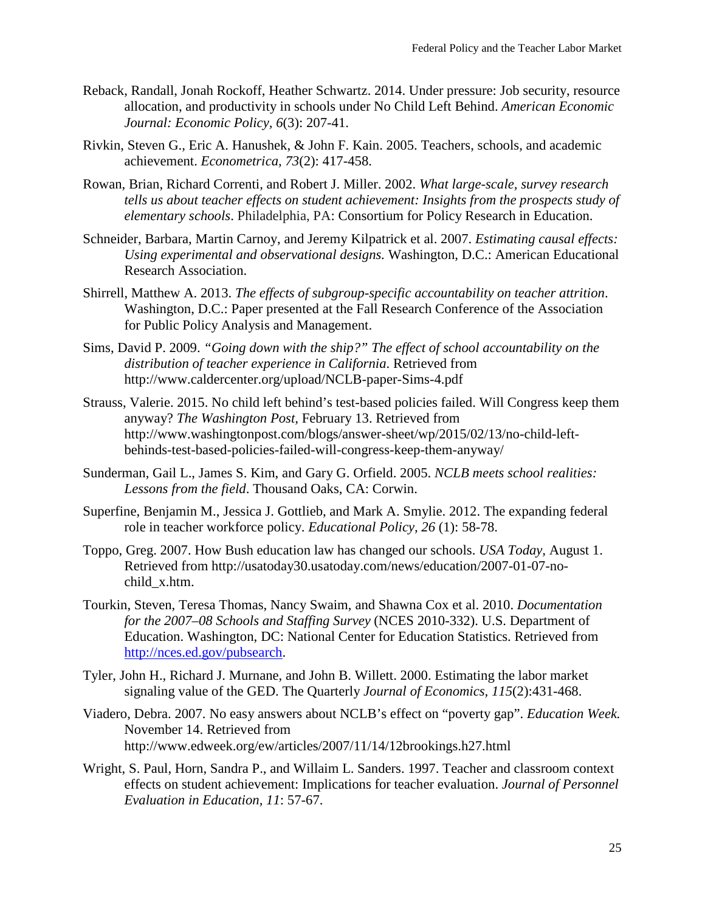Reback, Randall, Jonah Rockoff, Heather Schwartz. 2014. Under pressure: Job security, resource allocation, and productivity in schools under No Child Left Behind. *American Economic Journal: Economic Policy, 6*(3): 207-41.

Rivkin, Steven G., Eric A. Hanushek, & John F. Kain. 2005. Teachers, schools, and academic achievement. *Econometrica, 73*(2): 417-458.

Rowan, Brian, Richard Correnti, and Robert J. Miller. 2002. *What large-scale, survey research tells us about teacher effects on student achievement: Insights from the prospects study of elementary schools*. Philadelphia, PA: Consortium for Policy Research in Education.

Schneider, Barbara, Martin Carnoy, and Jeremy Kilpatrick et al. 2007. *Estimating causal effects: Using experimental and observational designs.* Washington, D.C.: American Educational Research Association.

Shirrell, Matthew A. 2013. *The effects of subgroup-specific accountability on teacher attrition*. Washington, D.C.: Paper presented at the Fall Research Conference of the Association for Public Policy Analysis and Management.

Sims, David P. 2009. *"Going down with the ship?" The effect of school accountability on the distribution of teacher experience in California*. Retrieved from http://www.caldercenter.org/upload/NCLB-paper-Sims-4.pdf

Strauss, Valerie. 2015. No child left behind's test-based policies failed. Will Congress keep them anyway? *The Washington Post,* February 13. Retrieved from http://www.washingtonpost.com/blogs/answer-sheet/wp/2015/02/13/no-child-left-behinds-test-based-policies-failed-will-congress-keep-them-anyway/

Sunderman, Gail L., James S. Kim, and Gary G. Orfield. 2005. *NCLB meets school realities: Lessons from the field*. Thousand Oaks, CA: Corwin.

Superfine, Benjamin M., Jessica J. Gottlieb, and Mark A. Smylie. 2012. The expanding federal role in teacher workforce policy. *Educational Policy, 26* (1): 58-78.

Toppo, Greg. 2007. How Bush education law has changed our schools. *USA Today,* August 1. Retrieved from http://usatoday30.usatoday.com/news/education/2007-01-07-no-child_x.htm.

Tourkin, Steven, Teresa Thomas, Nancy Swaim, and Shawna Cox et al. 2010. *Documentation for the 2007–08 Schools and Staffing Survey* (NCES 2010-332). U.S. Department of Education. Washington, DC: National Center for Education Statistics. Retrieved from http://nces.ed.gov/pubsearch.

Tyler, John H., Richard J. Murnane, and John B. Willett. 2000. Estimating the labor market signaling value of the GED. The Quarterly *Journal of Economics, 115*(2):431-468.

Viadero, Debra. 2007. No easy answers about NCLB's effect on "poverty gap". *Education Week.* November 14. Retrieved from http://www.edweek.org/ew/articles/2007/11/14/12brookings.h27.html

Wright, S. Paul, Horn, Sandra P., and Willaim L. Sanders. 1997. Teacher and classroom context effects on student achievement: Implications for teacher evaluation. *Journal of Personnel Evaluation in Education, 11*: 57-67.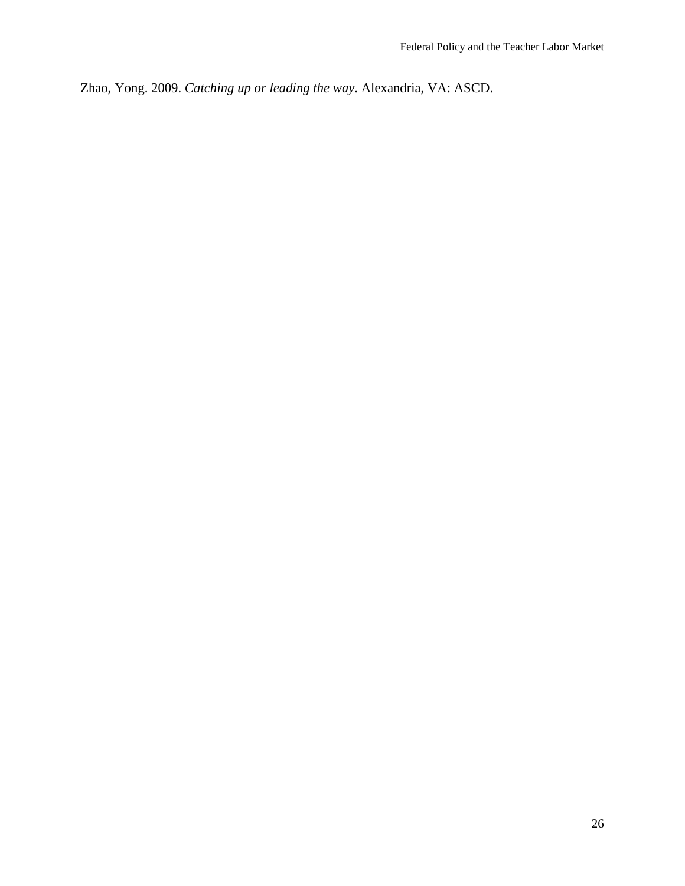Zhao, Yong. 2009. *Catching up or leading the way*. Alexandria, VA: ASCD.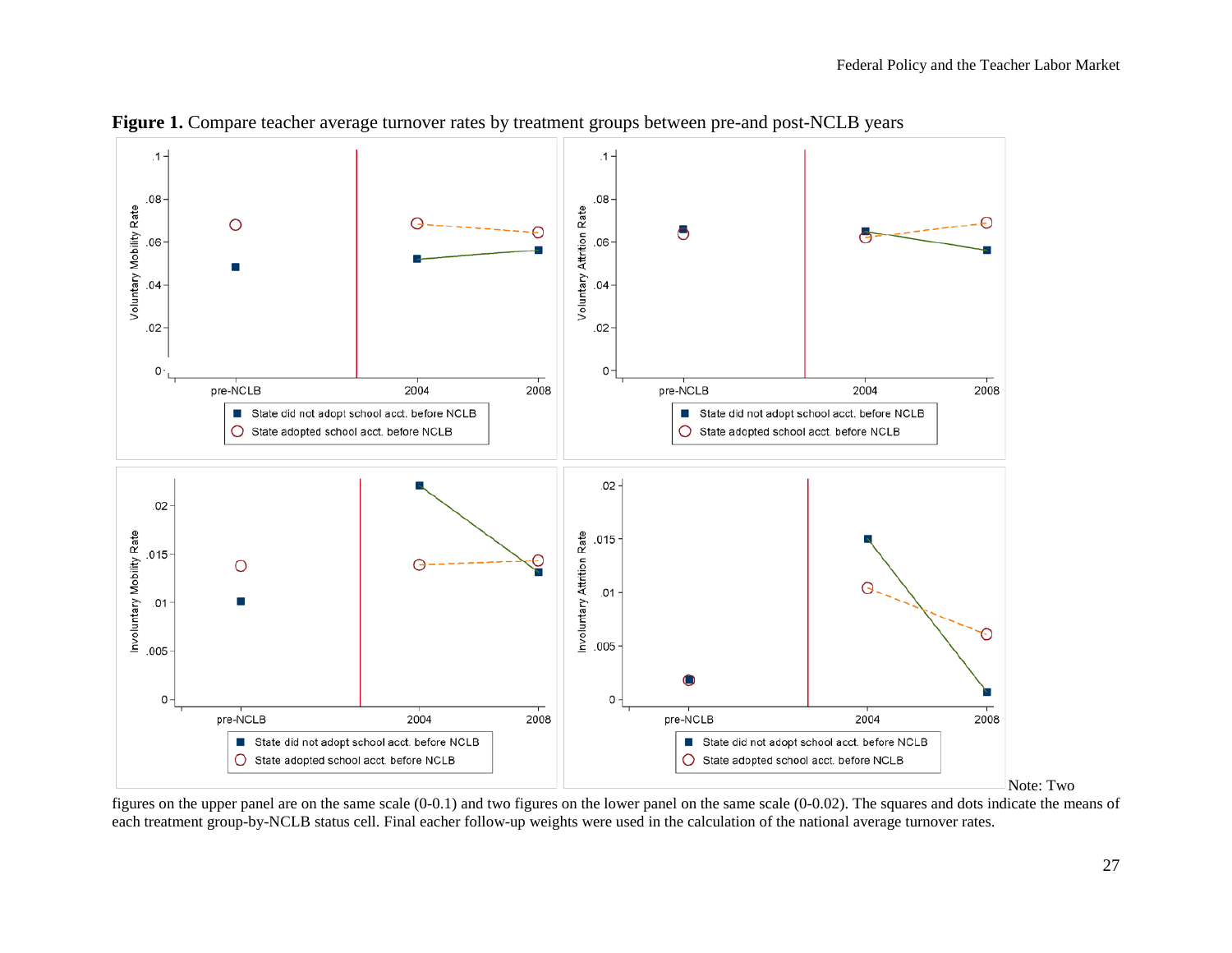**Figure 1.** Compare teacher average turnover rates by treatment groups between pre-and post-NCLB years

Note: Two figures on the upper panel are on the same scale (0-0.1) and two figures on the lower panel on the same scale (0-0.02). The squares and dots indicate the means of each treatment group-by-NCLB status cell. Final eacher follow-up weights were used in the calculation of the national average turnover rates.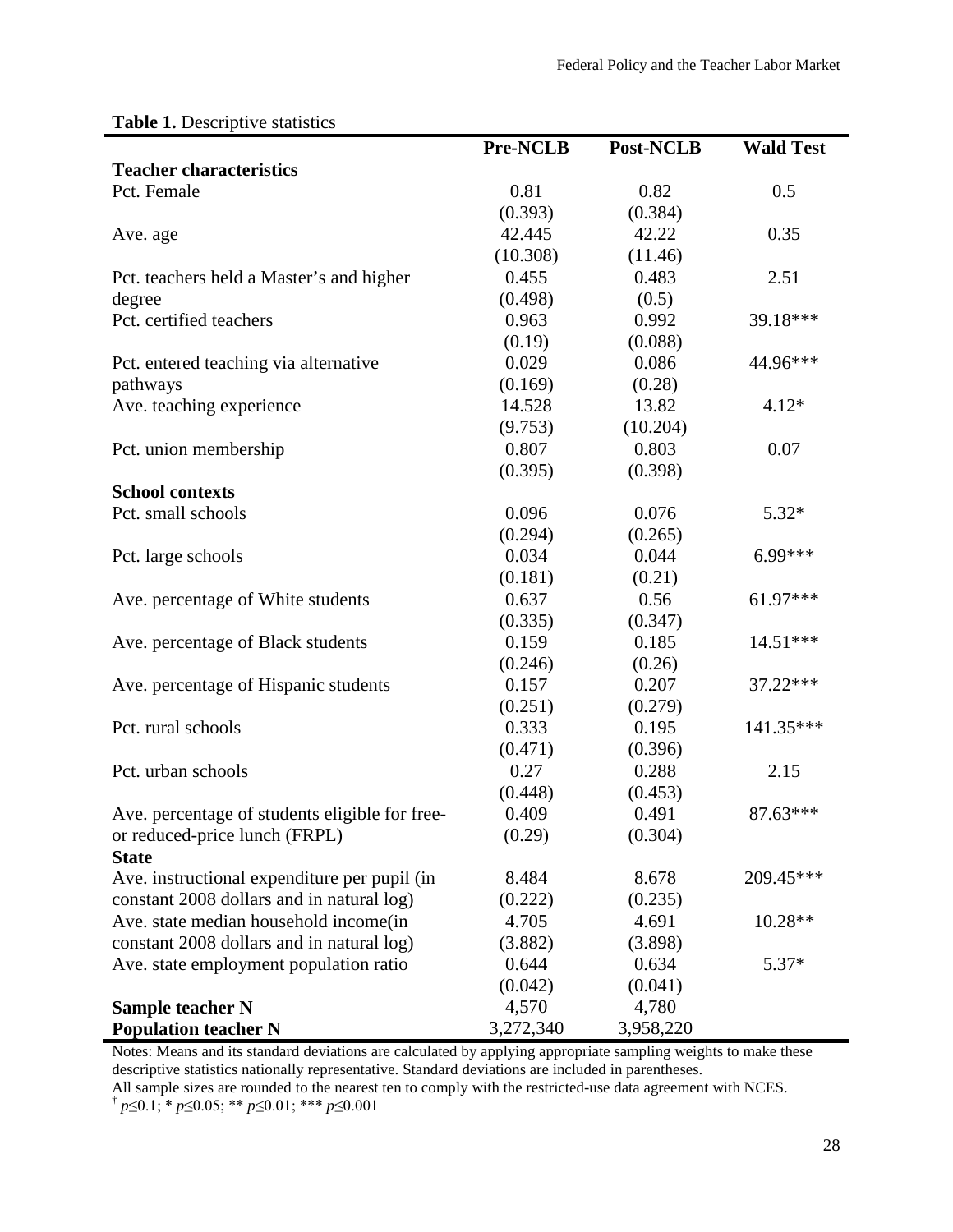**Table 1.** Descriptive statistics

| | Pre-NCLB | Post-NCLB | Wald Test |
|---|---|---|---|
| **Teacher characteristics** | | | |
| Pct. Female | 0.81 | 0.82 | 0.5 |
| | (0.393) | (0.384) | |
| Ave. age | 42.445 | 42.22 | 0.35 |
| | (10.308) | (11.46) | |
| Pct. teachers held a Master's and higher degree | 0.455 | 0.483 | 2.51 |
| | (0.498) | (0.5) | |
| Pct. certified teachers | 0.963 | 0.992 | 39.18*** |
| | (0.19) | (0.088) | |
| Pct. entered teaching via alternative pathways | 0.029 | 0.086 | 44.96*** |
| | (0.169) | (0.28) | |
| Ave. teaching experience | 14.528 | 13.82 | 4.12* |
| | (9.753) | (10.204) | |
| Pct. union membership | 0.807 | 0.803 | 0.07 |
| | (0.395) | (0.398) | |
| **School contexts** | | | |
| Pct. small schools | 0.096 | 0.076 | 5.32* |
| | (0.294) | (0.265) | |
| Pct. large schools | 0.034 | 0.044 | 6.99*** |
| | (0.181) | (0.21) | |
| Ave. percentage of White students | 0.637 | 0.56 | 61.97*** |
| | (0.335) | (0.347) | |
| Ave. percentage of Black students | 0.159 | 0.185 | 14.51*** |
| | (0.246) | (0.26) | |
| Ave. percentage of Hispanic students | 0.157 | 0.207 | 37.22*** |
| | (0.251) | (0.279) | |
| Pct. rural schools | 0.333 | 0.195 | 141.35*** |
| | (0.471) | (0.396) | |
| Pct. urban schools | 0.27 | 0.288 | 2.15 |
| | (0.448) | (0.453) | |
| Ave. percentage of students eligible for free- or reduced-price lunch (FRPL) | 0.409 | 0.491 | 87.63*** |
| | (0.29) | (0.304) | |
| **State** | | | |
| Ave. instructional expenditure per pupil (in constant 2008 dollars and in natural log) | 8.484 | 8.678 | 209.45*** |
| | (0.222) | (0.235) | |
| Ave. state median household income(in constant 2008 dollars and in natural log) | 4.705 | 4.691 | 10.28** |
| | (3.882) | (3.898) | |
| Ave. state employment population ratio | 0.644 | 0.634 | 5.37* |
| | (0.042) | (0.041) | |
| **Sample teacher N** | 4,570 | 4,780 | |
| **Population teacher N** | 3,272,340 | 3,958,220 | |

Notes: Means and its standard deviations are calculated by applying appropriate sampling weights to make these descriptive statistics nationally representative. Standard deviations are included in parentheses.
All sample sizes are rounded to the nearest ten to comply with the restricted-use data agreement with NCES.
† $p \leq 0.1$; * $p \leq 0.05$; ** $p \leq 0.01$; *** $p \leq 0.001$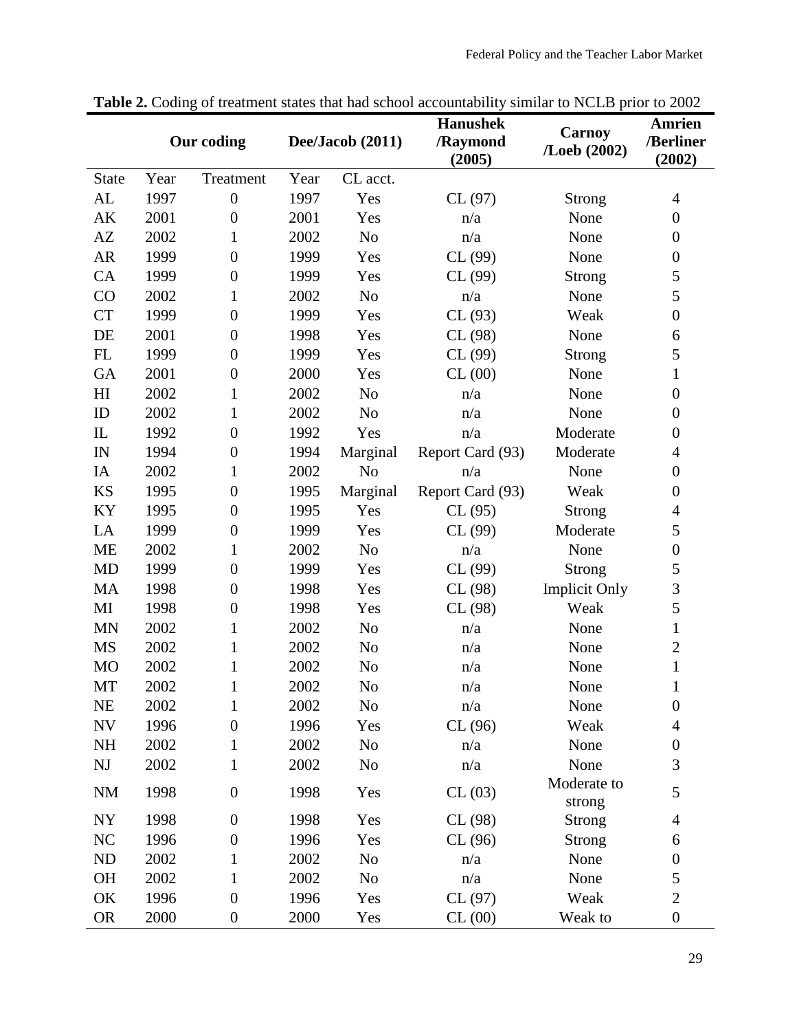**Table 2.** Coding of treatment states that had school accountability similar to NCLB prior to 2002

| Our coding | | | Dee/Jacob (2011) | | Hanushek /Raymond (2005) | Carnoy /Loeb (2002) | Amrien /Berliner (2002) |
|---|---|---|---|---|---|---|---|
| State | Year | Treatment | Year | CL acct. | | | |
| AL | 1997 | 0 | 1997 | Yes | CL (97) | Strong | 4 |
| AK | 2001 | 0 | 2001 | Yes | n/a | None | 0 |
| AZ | 2002 | 1 | 2002 | No | n/a | None | 0 |
| AR | 1999 | 0 | 1999 | Yes | CL (99) | None | 0 |
| CA | 1999 | 0 | 1999 | Yes | CL (99) | Strong | 5 |
| CO | 2002 | 1 | 2002 | No | n/a | None | 5 |
| CT | 1999 | 0 | 1999 | Yes | CL (93) | Weak | 0 |
| DE | 2001 | 0 | 1998 | Yes | CL (98) | None | 6 |
| FL | 1999 | 0 | 1999 | Yes | CL (99) | Strong | 5 |
| GA | 2001 | 0 | 2000 | Yes | CL (00) | None | 1 |
| HI | 2002 | 1 | 2002 | No | n/a | None | 0 |
| ID | 2002 | 1 | 2002 | No | n/a | None | 0 |
| IL | 1992 | 0 | 1992 | Yes | n/a | Moderate | 0 |
| IN | 1994 | 0 | 1994 | Marginal | Report Card (93) | Moderate | 4 |
| IA | 2002 | 1 | 2002 | No | n/a | None | 0 |
| KS | 1995 | 0 | 1995 | Marginal | Report Card (93) | Weak | 0 |
| KY | 1995 | 0 | 1995 | Yes | CL (95) | Strong | 4 |
| LA | 1999 | 0 | 1999 | Yes | CL (99) | Moderate | 5 |
| ME | 2002 | 1 | 2002 | No | n/a | None | 0 |
| MD | 1999 | 0 | 1999 | Yes | CL (99) | Strong | 5 |
| MA | 1998 | 0 | 1998 | Yes | CL (98) | Implicit Only | 3 |
| MI | 1998 | 0 | 1998 | Yes | CL (98) | Weak | 5 |
| MN | 2002 | 1 | 2002 | No | n/a | None | 1 |
| MS | 2002 | 1 | 2002 | No | n/a | None | 2 |
| MO | 2002 | 1 | 2002 | No | n/a | None | 1 |
| MT | 2002 | 1 | 2002 | No | n/a | None | 1 |
| NE | 2002 | 1 | 2002 | No | n/a | None | 0 |
| NV | 1996 | 0 | 1996 | Yes | CL (96) | Weak | 4 |
| NH | 2002 | 1 | 2002 | No | n/a | None | 0 |
| NJ | 2002 | 1 | 2002 | No | n/a | None | 3 |
| NM | 1998 | 0 | 1998 | Yes | CL (03) | Moderate to strong | 5 |
| NY | 1998 | 0 | 1998 | Yes | CL (98) | Strong | 4 |
| NC | 1996 | 0 | 1996 | Yes | CL (96) | Strong | 6 |
| ND | 2002 | 1 | 2002 | No | n/a | None | 0 |
| OH | 2002 | 1 | 2002 | No | n/a | None | 5 |
| OK | 1996 | 0 | 1996 | Yes | CL (97) | Weak | 2 |
| OR | 2000 | 0 | 2000 | Yes | CL (00) | Weak to | 0 |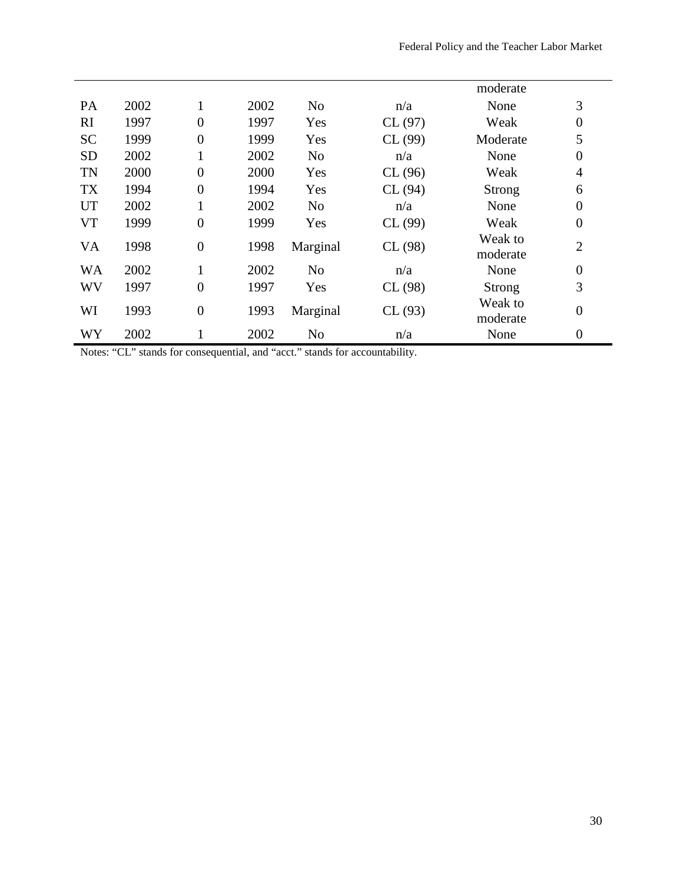| | | | | | | | |
|---|---|---|---|---|---|---|---|
| | | | | | | moderate | |
| PA | 2002 | 1 | 2002 | No | n/a | None | 3 |
| RI | 1997 | 0 | 1997 | Yes | CL (97) | Weak | 0 |
| SC | 1999 | 0 | 1999 | Yes | CL (99) | Moderate | 5 |
| SD | 2002 | 1 | 2002 | No | n/a | None | 0 |
| TN | 2000 | 0 | 2000 | Yes | CL (96) | Weak | 4 |
| TX | 1994 | 0 | 1994 | Yes | CL (94) | Strong | 6 |
| UT | 2002 | 1 | 2002 | No | n/a | None | 0 |
| VT | 1999 | 0 | 1999 | Yes | CL (99) | Weak | 0 |
| VA | 1998 | 0 | 1998 | Marginal | CL (98) | Weak to moderate | 2 |
| WA | 2002 | 1 | 2002 | No | n/a | None | 0 |
| WV | 1997 | 0 | 1997 | Yes | CL (98) | Strong | 3 |
| WI | 1993 | 0 | 1993 | Marginal | CL (93) | Weak to moderate | 0 |
| WY | 2002 | 1 | 2002 | No | n/a | None | 0 |

Notes: "CL" stands for consequential, and "acct." stands for accountability.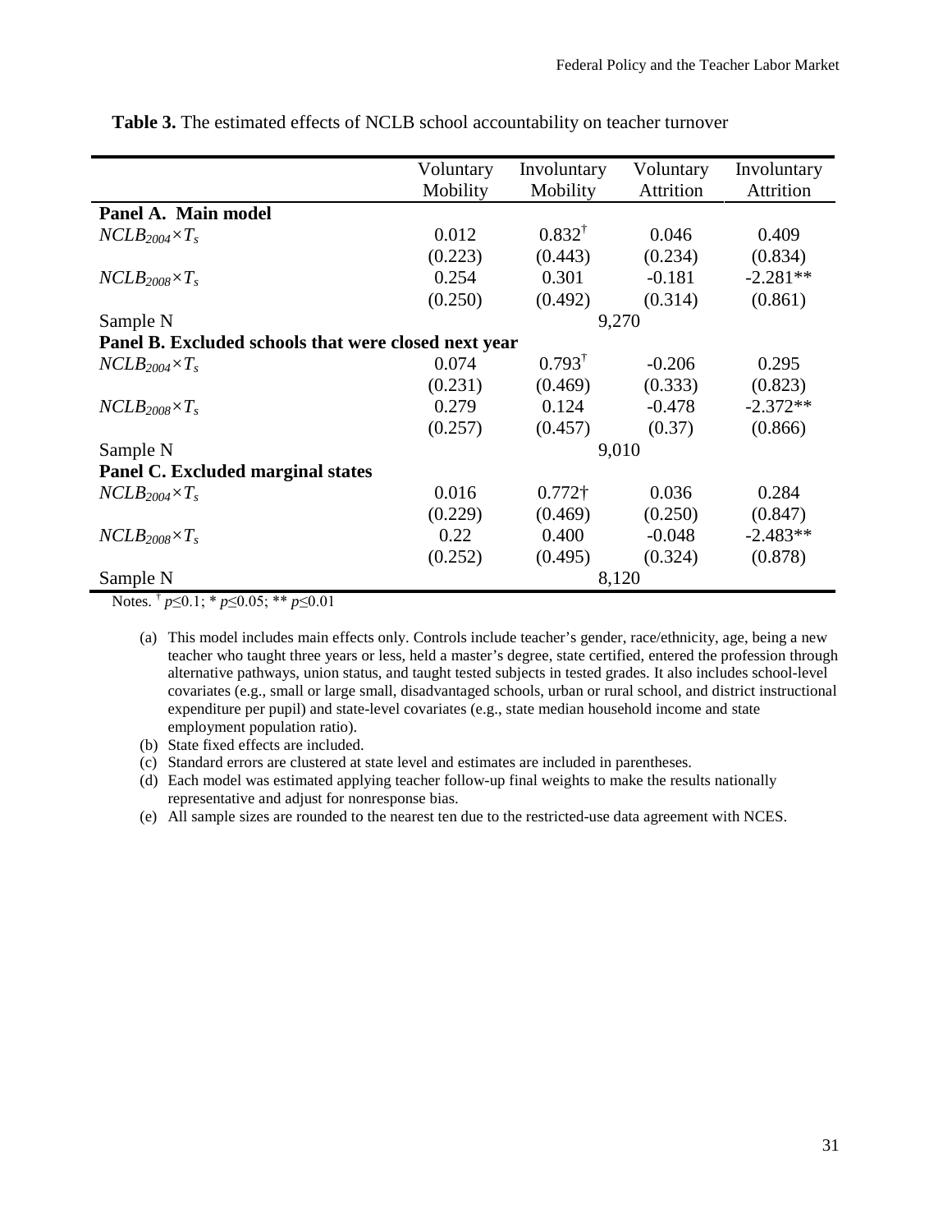**Table 3.** The estimated effects of NCLB school accountability on teacher turnover

| | Voluntary Mobility | Involuntary Mobility | Voluntary Attrition | Involuntary Attrition |
|---|---|---|---|---|
| **Panel A. Main model** | | | | |
| $NCLB_{2004} \times T_s$ | 0.012 | $0.832^{\dagger}$ | 0.046 | 0.409 |
| | (0.223) | (0.443) | (0.234) | (0.834) |
| $NCLB_{2008} \times T_s$ | 0.254 | 0.301 | -0.181 | -2.281** |
| | (0.250) | (0.492) | (0.314) | (0.861) |
| Sample N | | 9,270 | | |
| **Panel B. Excluded schools that were closed next year** | | | | |
| $NCLB_{2004} \times T_s$ | 0.074 | $0.793^{\dagger}$ | -0.206 | 0.295 |
| | (0.231) | (0.469) | (0.333) | (0.823) |
| $NCLB_{2008} \times T_s$ | 0.279 | 0.124 | -0.478 | -2.372** |
| | (0.257) | (0.457) | (0.37) | (0.866) |
| Sample N | | 9,010 | | |
| **Panel C. Excluded marginal states** | | | | |
| $NCLB_{2004} \times T_s$ | 0.016 | 0.772† | 0.036 | 0.284 |
| | (0.229) | (0.469) | (0.250) | (0.847) |
| $NCLB_{2008} \times T_s$ | 0.22 | 0.400 | -0.048 | -2.483** |
| | (0.252) | (0.495) | (0.324) | (0.878) |
| Sample N | | 8,120 | | |

Notes. $^{\dagger}$ $p \leq 0.1$; * $p \leq 0.05$; ** $p \leq 0.01$

(a) This model includes main effects only. Controls include teacher's gender, race/ethnicity, age, being a new teacher who taught three years or less, held a master's degree, state certified, entered the profession through alternative pathways, union status, and taught tested subjects in tested grades. It also includes school-level covariates (e.g., small or large small, disadvantaged schools, urban or rural school, and district instructional expenditure per pupil) and state-level covariates (e.g., state median household income and state employment population ratio).

(b) State fixed effects are included.

(c) Standard errors are clustered at state level and estimates are included in parentheses.

(d) Each model was estimated applying teacher follow-up final weights to make the results nationally representative and adjust for nonresponse bias.

(e) All sample sizes are rounded to the nearest ten due to the restricted-use data agreement with NCES.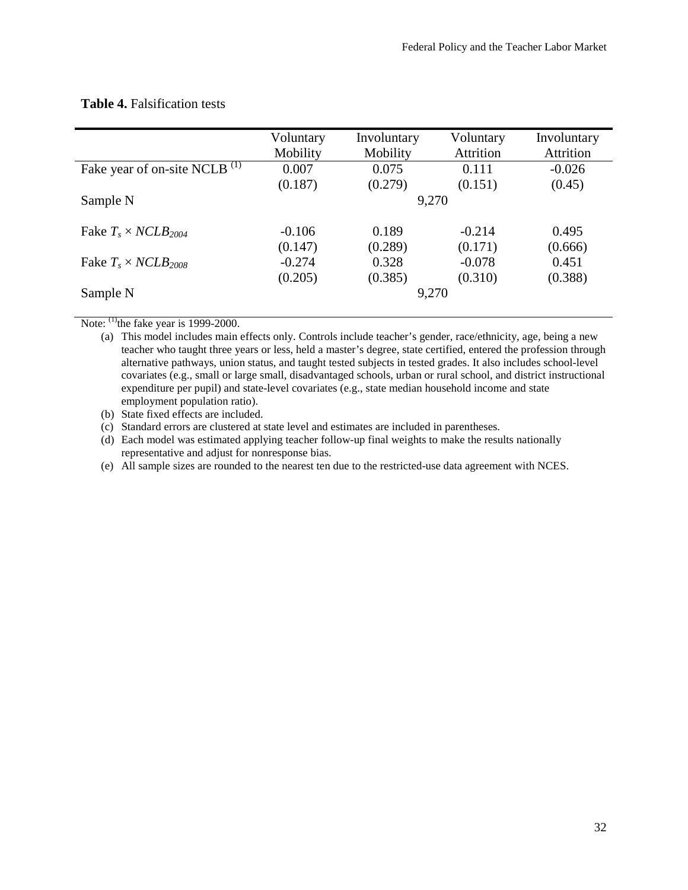**Table 4.** Falsification tests

| | Voluntary Mobility | Involuntary Mobility | Voluntary Attrition | Involuntary Attrition |
|---|---|---|---|---|
| Fake year of on-site NCLB [(1)] | 0.007 | 0.075 | 0.111 | -0.026 |
| | (0.187) | (0.279) | (0.151) | (0.45) |
| Sample N | | 9,270 | | |
| Fake $T_s \times NCLB_{2004}$ | -0.106 | 0.189 | -0.214 | 0.495 |
| | (0.147) | (0.289) | (0.171) | (0.666) |
| Fake $T_s \times NCLB_{2008}$ | -0.274 | 0.328 | -0.078 | 0.451 |
| | (0.205) | (0.385) | (0.310) | (0.388) |
| Sample N | | 9,270 | | |

Note: [(1)]the fake year is 1999-2000.

(a) This model includes main effects only. Controls include teacher's gender, race/ethnicity, age, being a new teacher who taught three years or less, held a master's degree, state certified, entered the profession through alternative pathways, union status, and taught tested subjects in tested grades. It also includes school-level covariates (e.g., small or large small, disadvantaged schools, urban or rural school, and district instructional expenditure per pupil) and state-level covariates (e.g., state median household income and state employment population ratio).

(b) State fixed effects are included.

(c) Standard errors are clustered at state level and estimates are included in parentheses.

(d) Each model was estimated applying teacher follow-up final weights to make the results nationally representative and adjust for nonresponse bias.

(e) All sample sizes are rounded to the nearest ten due to the restricted-use data agreement with NCES.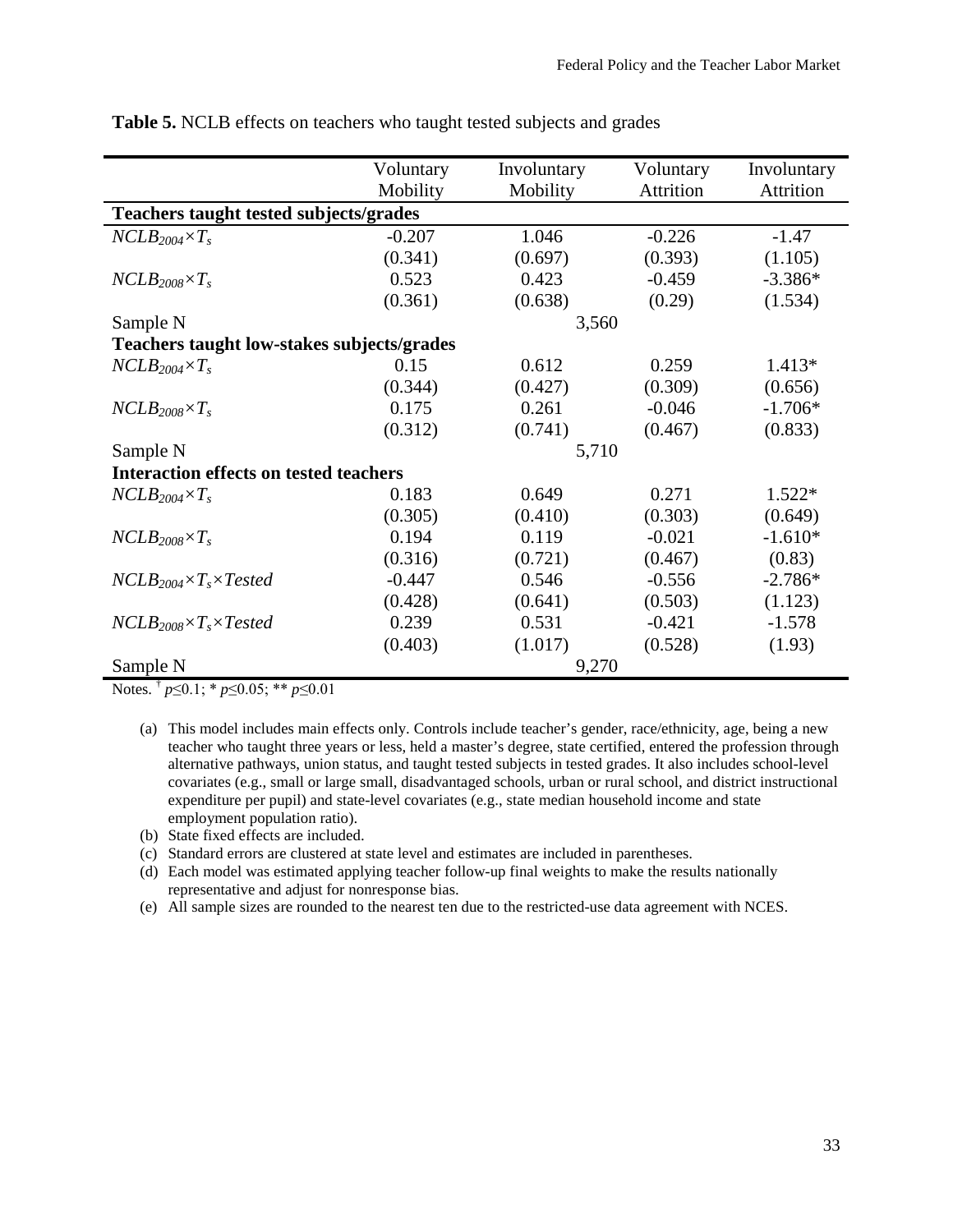**Table 5.** NCLB effects on teachers who taught tested subjects and grades

| | Voluntary Mobility | Involuntary Mobility | Voluntary Attrition | Involuntary Attrition |
|---|---|---|---|---|
| **Teachers taught tested subjects/grades** | | | | |
| $NCLB_{2004} \times T_s$ | -0.207 | 1.046 | -0.226 | -1.47 |
| | (0.341) | (0.697) | (0.393) | (1.105) |
| $NCLB_{2008} \times T_s$ | 0.523 | 0.423 | -0.459 | -3.386* |
| | (0.361) | (0.638) | (0.29) | (1.534) |
| Sample N | | 3,560 | | |
| **Teachers taught low-stakes subjects/grades** | | | | |
| $NCLB_{2004} \times T_s$ | 0.15 | 0.612 | 0.259 | 1.413* |
| | (0.344) | (0.427) | (0.309) | (0.656) |
| $NCLB_{2008} \times T_s$ | 0.175 | 0.261 | -0.046 | -1.706* |
| | (0.312) | (0.741) | (0.467) | (0.833) |
| Sample N | | 5,710 | | |
| **Interaction effects on tested teachers** | | | | |
| $NCLB_{2004} \times T_s$ | 0.183 | 0.649 | 0.271 | 1.522* |
| | (0.305) | (0.410) | (0.303) | (0.649) |
| $NCLB_{2008} \times T_s$ | 0.194 | 0.119 | -0.021 | -1.610* |
| | (0.316) | (0.721) | (0.467) | (0.83) |
| $NCLB_{2004} \times T_s \times Tested$ | -0.447 | 0.546 | -0.556 | -2.786* |
| | (0.428) | (0.641) | (0.503) | (1.123) |
| $NCLB_{2008} \times T_s \times Tested$ | 0.239 | 0.531 | -0.421 | -1.578 |
| | (0.403) | (1.017) | (0.528) | (1.93) |
| Sample N | | 9,270 | | |

Notes. † $p \leq 0.1$; * $p \leq 0.05$; ** $p \leq 0.01$

(a) This model includes main effects only. Controls include teacher's gender, race/ethnicity, age, being a new teacher who taught three years or less, held a master's degree, state certified, entered the profession through alternative pathways, union status, and taught tested subjects in tested grades. It also includes school-level covariates (e.g., small or large small, disadvantaged schools, urban or rural school, and district instructional expenditure per pupil) and state-level covariates (e.g., state median household income and state employment population ratio).

(b) State fixed effects are included.

(c) Standard errors are clustered at state level and estimates are included in parentheses.

(d) Each model was estimated applying teacher follow-up final weights to make the results nationally representative and adjust for nonresponse bias.

(e) All sample sizes are rounded to the nearest ten due to the restricted-use data agreement with NCES.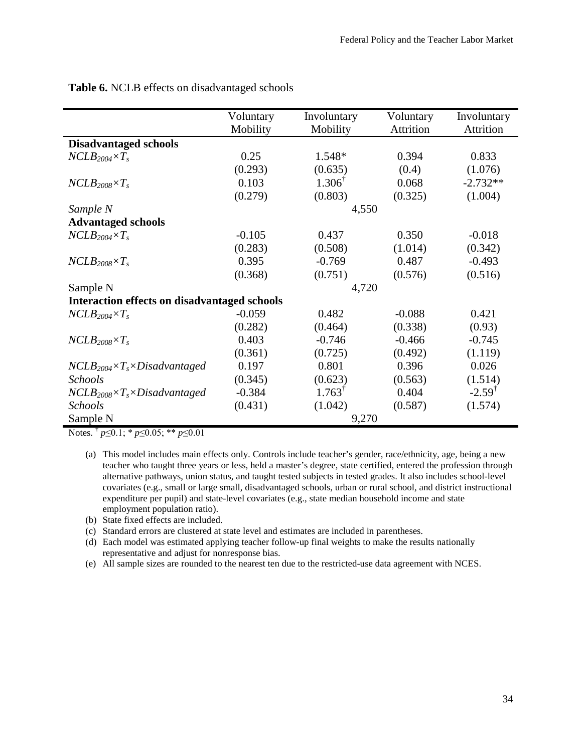**Table 6.** NCLB effects on disadvantaged schools

| | Voluntary Mobility | Involuntary Mobility | Voluntary Attrition | Involuntary Attrition |
|---|---|---|---|---|
| **Disadvantaged schools** | | | | |
| $NCLB_{2004}\times T_s$ | 0.25 | 1.548* | 0.394 | 0.833 |
| | (0.293) | (0.635) | (0.4) | (1.076) |
| $NCLB_{2008}\times T_s$ | 0.103 | $1.306^{\dagger}$ | 0.068 | -2.732** |
| | (0.279) | (0.803) | (0.325) | (1.004) |
| *Sample N* | | 4,550 | | |
| **Advantaged schools** | | | | |
| $NCLB_{2004}\times T_s$ | -0.105 | 0.437 | 0.350 | -0.018 |
| | (0.283) | (0.508) | (1.014) | (0.342) |
| $NCLB_{2008}\times T_s$ | 0.395 | -0.769 | 0.487 | -0.493 |
| | (0.368) | (0.751) | (0.576) | (0.516) |
| Sample N | | 4,720 | | |
| **Interaction effects on disadvantaged schools** | | | | |
| $NCLB_{2004}\times T_s$ | -0.059 | 0.482 | -0.088 | 0.421 |
| | (0.282) | (0.464) | (0.338) | (0.93) |
| $NCLB_{2008}\times T_s$ | 0.403 | -0.746 | -0.466 | -0.745 |
| | (0.361) | (0.725) | (0.492) | (1.119) |
| $NCLB_{2004}\times T_s\times Disadvantaged$ *Schools* | 0.197 | 0.801 | 0.396 | 0.026 |
| | (0.345) | (0.623) | (0.563) | (1.514) |
| $NCLB_{2008}\times T_s\times Disadvantaged$ *Schools* | -0.384 | $1.763^{\dagger}$ | 0.404 | $-2.59^{\dagger}$ |
| | (0.431) | (1.042) | (0.587) | (1.574) |
| Sample N | | 9,270 | | |

Notes. $^{\dagger}$ $p\leq0.1$; * $p\leq0.05$; ** $p\leq0.01$

(a) This model includes main effects only. Controls include teacher's gender, race/ethnicity, age, being a new teacher who taught three years or less, held a master's degree, state certified, entered the profession through alternative pathways, union status, and taught tested subjects in tested grades. It also includes school-level covariates (e.g., small or large small, disadvantaged schools, urban or rural school, and district instructional expenditure per pupil) and state-level covariates (e.g., state median household income and state employment population ratio).

(b) State fixed effects are included.

(c) Standard errors are clustered at state level and estimates are included in parentheses.

(d) Each model was estimated applying teacher follow-up final weights to make the results nationally representative and adjust for nonresponse bias.

(e) All sample sizes are rounded to the nearest ten due to the restricted-use data agreement with NCES.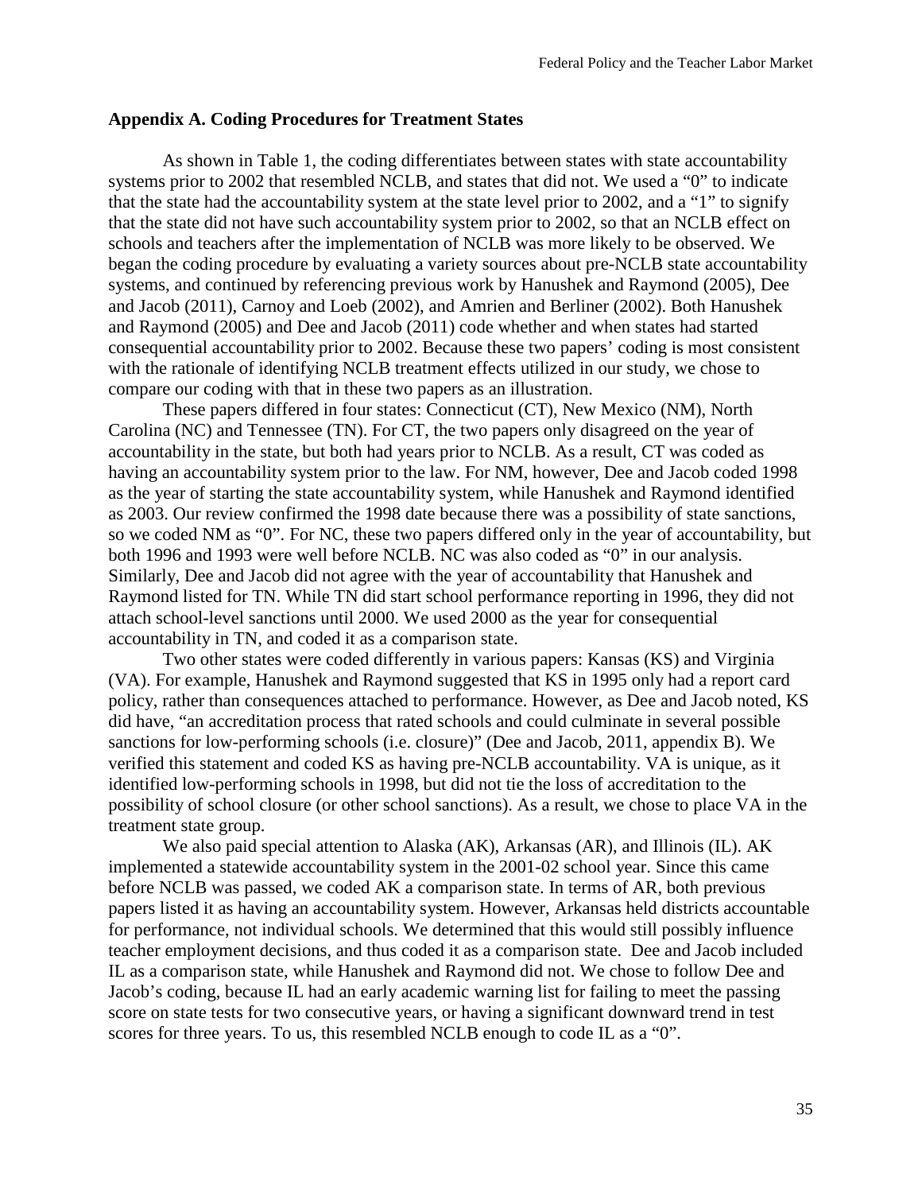### Appendix A. Coding Procedures for Treatment States

As shown in Table 1, the coding differentiates between states with state accountability systems prior to 2002 that resembled NCLB, and states that did not. We used a "0" to indicate that the state had the accountability system at the state level prior to 2002, and a "1" to signify that the state did not have such accountability system prior to 2002, so that an NCLB effect on schools and teachers after the implementation of NCLB was more likely to be observed. We began the coding procedure by evaluating a variety sources about pre-NCLB state accountability systems, and continued by referencing previous work by Hanushek and Raymond (2005), Dee and Jacob (2011), Carnoy and Loeb (2002), and Amrien and Berliner (2002). Both Hanushek and Raymond (2005) and Dee and Jacob (2011) code whether and when states had started consequential accountability prior to 2002. Because these two papers' coding is most consistent with the rationale of identifying NCLB treatment effects utilized in our study, we chose to compare our coding with that in these two papers as an illustration.

These papers differed in four states: Connecticut (CT), New Mexico (NM), North Carolina (NC) and Tennessee (TN). For CT, the two papers only disagreed on the year of accountability in the state, but both had years prior to NCLB. As a result, CT was coded as having an accountability system prior to the law. For NM, however, Dee and Jacob coded 1998 as the year of starting the state accountability system, while Hanushek and Raymond identified as 2003. Our review confirmed the 1998 date because there was a possibility of state sanctions, so we coded NM as "0". For NC, these two papers differed only in the year of accountability, but both 1996 and 1993 were well before NCLB. NC was also coded as "0" in our analysis. Similarly, Dee and Jacob did not agree with the year of accountability that Hanushek and Raymond listed for TN. While TN did start school performance reporting in 1996, they did not attach school-level sanctions until 2000. We used 2000 as the year for consequential accountability in TN, and coded it as a comparison state.

Two other states were coded differently in various papers: Kansas (KS) and Virginia (VA). For example, Hanushek and Raymond suggested that KS in 1995 only had a report card policy, rather than consequences attached to performance. However, as Dee and Jacob noted, KS did have, "an accreditation process that rated schools and could culminate in several possible sanctions for low-performing schools (i.e. closure)" (Dee and Jacob, 2011, appendix B). We verified this statement and coded KS as having pre-NCLB accountability. VA is unique, as it identified low-performing schools in 1998, but did not tie the loss of accreditation to the possibility of school closure (or other school sanctions). As a result, we chose to place VA in the treatment state group.

We also paid special attention to Alaska (AK), Arkansas (AR), and Illinois (IL). AK implemented a statewide accountability system in the 2001-02 school year. Since this came before NCLB was passed, we coded AK a comparison state. In terms of AR, both previous papers listed it as having an accountability system. However, Arkansas held districts accountable for performance, not individual schools. We determined that this would still possibly influence teacher employment decisions, and thus coded it as a comparison state. Dee and Jacob included IL as a comparison state, while Hanushek and Raymond did not. We chose to follow Dee and Jacob's coding, because IL had an early academic warning list for failing to meet the passing score on state tests for two consecutive years, or having a significant downward trend in test scores for three years. To us, this resembled NCLB enough to code IL as a "0".